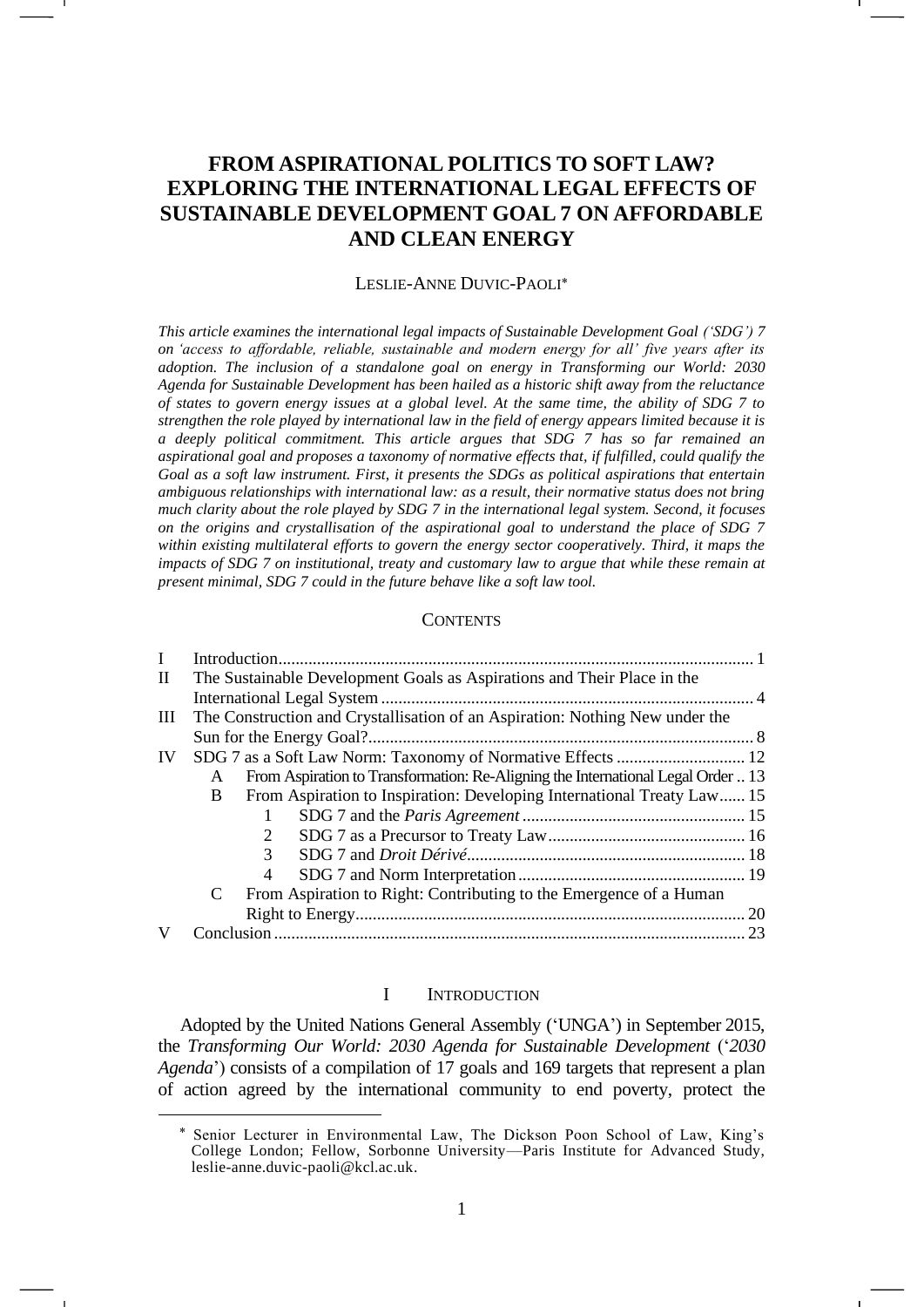# FROM ASPIRATIONAL POLITICS TO SOFT LAW? EXPLORING THE INTERNATIONAL LEGAL EFFECTS OF SUSTAINABLE DEVELOPMENT GOAL 7 ON AFFORDABLE AND CLEAN ENERGY

LESLIE-ANNE DUVIC-PAOLI[*]

*This article examines the international legal impacts of Sustainable Development Goal ('SDG') 7 on 'access to affordable, reliable, sustainable and modern energy for all' five years after its adoption. The inclusion of a standalone goal on energy in Transforming our World: 2030 Agenda for Sustainable Development has been hailed as a historic shift away from the reluctance of states to govern energy issues at a global level. At the same time, the ability of SDG 7 to strengthen the role played by international law in the field of energy appears limited because it is a deeply political commitment. This article argues that SDG 7 has so far remained an aspirational goal and proposes a taxonomy of normative effects that, if fulfilled, could qualify the Goal as a soft law instrument. First, it presents the SDGs as political aspirations that entertain ambiguous relationships with international law: as a result, their normative status does not bring much clarity about the role played by SDG 7 in the international legal system. Second, it focuses on the origins and crystallisation of the aspirational goal to understand the place of SDG 7 within existing multilateral efforts to govern the energy sector cooperatively. Third, it maps the impacts of SDG 7 on institutional, treaty and customary law to argue that while these remain at present minimal, SDG 7 could in the future behave like a soft law tool.*

## CONTENTS

- I Introduction .... 1
- II The Sustainable Development Goals as Aspirations and Their Place in the International Legal System .... 4
- III The Construction and Crystallisation of an Aspiration: Nothing New under the Sun for the Energy Goal? .... 8
- IV SDG 7 as a Soft Law Norm: Taxonomy of Normative Effects .... 12
  - A From Aspiration to Transformation: Re-Aligning the International Legal Order .. 13
  - B From Aspiration to Inspiration: Developing International Treaty Law .... 15
    - 1 SDG 7 and the *Paris Agreement* .... 15
    - 2 SDG 7 as a Precursor to Treaty Law .... 16
    - 3 SDG 7 and *Droit Dérivé* .... 18
    - 4 SDG 7 and Norm Interpretation .... 19
  - C From Aspiration to Right: Contributing to the Emergence of a Human Right to Energy .... 20
- V Conclusion .... 23

## I INTRODUCTION

Adopted by the United Nations General Assembly ('UNGA') in September 2015, the *Transforming Our World: 2030 Agenda for Sustainable Development* ('*2030 Agenda*') consists of a compilation of 17 goals and 169 targets that represent a plan of action agreed by the international community to end poverty, protect the

[*] Senior Lecturer in Environmental Law, The Dickson Poon School of Law, King's College London; Fellow, Sorbonne University—Paris Institute for Advanced Study, leslie-anne.duvic-paoli@kcl.ac.uk.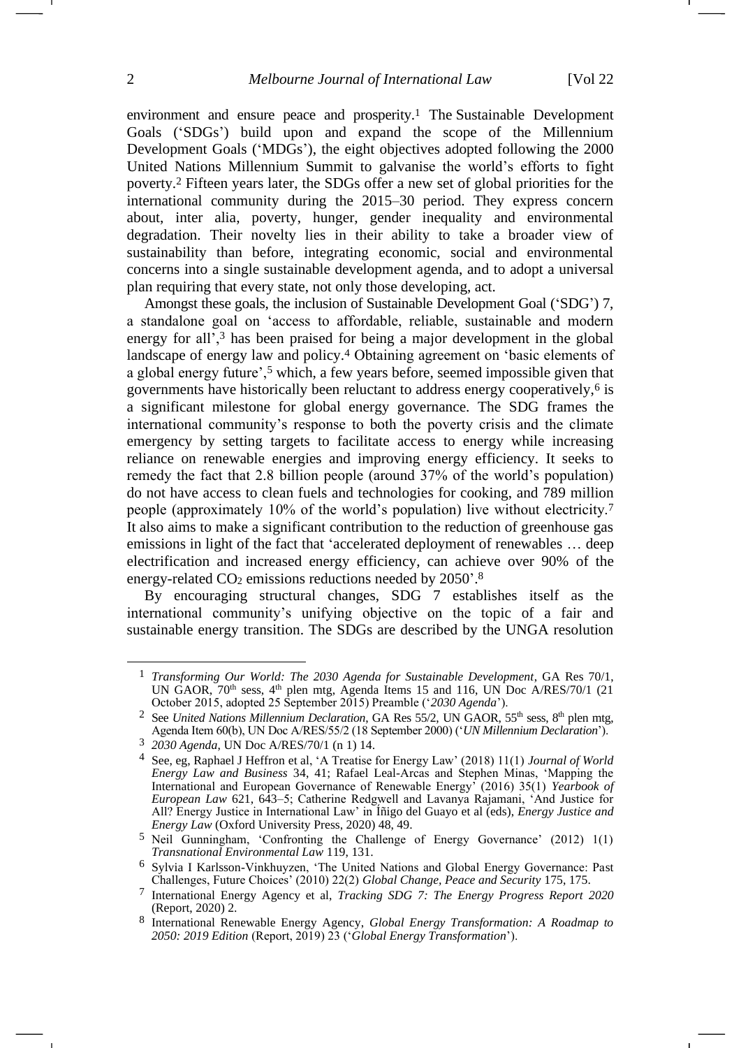environment and ensure peace and prosperity.[1] The Sustainable Development Goals ('SDGs') build upon and expand the scope of the Millennium Development Goals ('MDGs'), the eight objectives adopted following the 2000 United Nations Millennium Summit to galvanise the world's efforts to fight poverty.[2] Fifteen years later, the SDGs offer a new set of global priorities for the international community during the 2015–30 period. They express concern about, inter alia, poverty, hunger, gender inequality and environmental degradation. Their novelty lies in their ability to take a broader view of sustainability than before, integrating economic, social and environmental concerns into a single sustainable development agenda, and to adopt a universal plan requiring that every state, not only those developing, act.

Amongst these goals, the inclusion of Sustainable Development Goal ('SDG') 7, a standalone goal on 'access to affordable, reliable, sustainable and modern energy for all',[3] has been praised for being a major development in the global landscape of energy law and policy.[4] Obtaining agreement on 'basic elements of a global energy future',[5] which, a few years before, seemed impossible given that governments have historically been reluctant to address energy cooperatively,[6] is a significant milestone for global energy governance. The SDG frames the international community's response to both the poverty crisis and the climate emergency by setting targets to facilitate access to energy while increasing reliance on renewable energies and improving energy efficiency. It seeks to remedy the fact that 2.8 billion people (around 37% of the world's population) do not have access to clean fuels and technologies for cooking, and 789 million people (approximately 10% of the world's population) live without electricity.[7] It also aims to make a significant contribution to the reduction of greenhouse gas emissions in light of the fact that 'accelerated deployment of renewables … deep electrification and increased energy efficiency, can achieve over 90% of the energy-related $CO_2$ emissions reductions needed by 2050'.[8]

By encouraging structural changes, SDG 7 establishes itself as the international community's unifying objective on the topic of a fair and sustainable energy transition. The SDGs are described by the UNGA resolution

---

[1] *Transforming Our World: The 2030 Agenda for Sustainable Development*, GA Res 70/1, UN GAOR, 70th sess, 4th plen mtg, Agenda Items 15 and 116, UN Doc A/RES/70/1 (21 October 2015, adopted 25 September 2015) Preamble ('*2030 Agenda*').

[2] See *United Nations Millennium Declaration*, GA Res 55/2, UN GAOR, 55th sess, 8th plen mtg, Agenda Item 60(b), UN Doc A/RES/55/2 (18 September 2000) ('*UN Millennium Declaration*').

[3] *2030 Agenda*, UN Doc A/RES/70/1 (n 1) 14.

[4] See, eg, Raphael J Heffron et al, 'A Treatise for Energy Law' (2018) 11(1) *Journal of World Energy Law and Business* 34, 41; Rafael Leal-Arcas and Stephen Minas, 'Mapping the International and European Governance of Renewable Energy' (2016) 35(1) *Yearbook of European Law* 621, 643–5; Catherine Redgwell and Lavanya Rajamani, 'And Justice for All? Energy Justice in International Law' in Íñigo del Guayo et al (eds), *Energy Justice and Energy Law* (Oxford University Press, 2020) 48, 49.

[5] Neil Gunningham, 'Confronting the Challenge of Energy Governance' (2012) 1(1) *Transnational Environmental Law* 119, 131.

[6] Sylvia I Karlsson-Vinkhuyzen, 'The United Nations and Global Energy Governance: Past Challenges, Future Choices' (2010) 22(2) *Global Change, Peace and Security* 175, 175.

[7] International Energy Agency et al, *Tracking SDG 7: The Energy Progress Report 2020* (Report, 2020) 2.

[8] International Renewable Energy Agency, *Global Energy Transformation: A Roadmap to 2050: 2019 Edition* (Report, 2019) 23 ('*Global Energy Transformation*').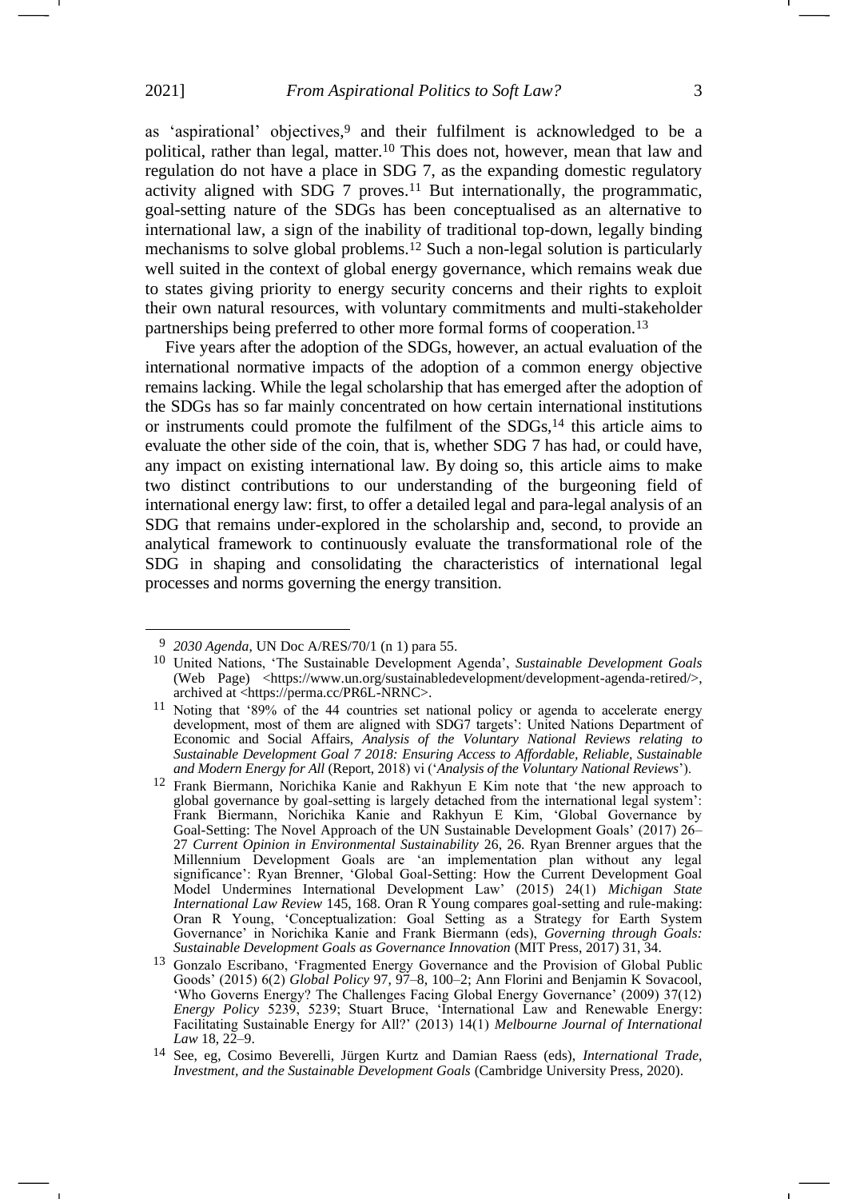as 'aspirational' objectives,[9] and their fulfilment is acknowledged to be a political, rather than legal, matter.[10] This does not, however, mean that law and regulation do not have a place in SDG 7, as the expanding domestic regulatory activity aligned with SDG 7 proves.[11] But internationally, the programmatic, goal-setting nature of the SDGs has been conceptualised as an alternative to international law, a sign of the inability of traditional top-down, legally binding mechanisms to solve global problems.[12] Such a non-legal solution is particularly well suited in the context of global energy governance, which remains weak due to states giving priority to energy security concerns and their rights to exploit their own natural resources, with voluntary commitments and multi-stakeholder partnerships being preferred to other more formal forms of cooperation.[13]

Five years after the adoption of the SDGs, however, an actual evaluation of the international normative impacts of the adoption of a common energy objective remains lacking. While the legal scholarship that has emerged after the adoption of the SDGs has so far mainly concentrated on how certain international institutions or instruments could promote the fulfilment of the SDGs,[14] this article aims to evaluate the other side of the coin, that is, whether SDG 7 has had, or could have, any impact on existing international law. By doing so, this article aims to make two distinct contributions to our understanding of the burgeoning field of international energy law: first, to offer a detailed legal and para-legal analysis of an SDG that remains under-explored in the scholarship and, second, to provide an analytical framework to continuously evaluate the transformational role of the SDG in shaping and consolidating the characteristics of international legal processes and norms governing the energy transition.

---

[9] *2030 Agenda*, UN Doc A/RES/70/1 (n 1) para 55.

[10] United Nations, 'The Sustainable Development Agenda', *Sustainable Development Goals* (Web Page) <https://www.un.org/sustainabledevelopment/development-agenda-retired/>, archived at <https://perma.cc/PR6L-NRNC>.

[11] Noting that '89% of the 44 countries set national policy or agenda to accelerate energy development, most of them are aligned with SDG7 targets': United Nations Department of Economic and Social Affairs, *Analysis of the Voluntary National Reviews relating to Sustainable Development Goal 7 2018: Ensuring Access to Affordable, Reliable, Sustainable and Modern Energy for All* (Report, 2018) vi ('*Analysis of the Voluntary National Reviews*').

[12] Frank Biermann, Norichika Kanie and Rakhyun E Kim note that 'the new approach to global governance by goal-setting is largely detached from the international legal system': Frank Biermann, Norichika Kanie and Rakhyun E Kim, 'Global Governance by Goal-Setting: The Novel Approach of the UN Sustainable Development Goals' (2017) 26–27 *Current Opinion in Environmental Sustainability* 26, 26. Ryan Brenner argues that the Millennium Development Goals are 'an implementation plan without any legal significance': Ryan Brenner, 'Global Goal-Setting: How the Current Development Goal Model Undermines International Development Law' (2015) 24(1) *Michigan State International Law Review* 145, 168. Oran R Young compares goal-setting and rule-making: Oran R Young, 'Conceptualization: Goal Setting as a Strategy for Earth System Governance' in Norichika Kanie and Frank Biermann (eds), *Governing through Goals: Sustainable Development Goals as Governance Innovation* (MIT Press, 2017) 31, 34.

[13] Gonzalo Escribano, 'Fragmented Energy Governance and the Provision of Global Public Goods' (2015) 6(2) *Global Policy* 97, 97–8, 100–2; Ann Florini and Benjamin K Sovacool, 'Who Governs Energy? The Challenges Facing Global Energy Governance' (2009) 37(12) *Energy Policy* 5239, 5239; Stuart Bruce, 'International Law and Renewable Energy: Facilitating Sustainable Energy for All?' (2013) 14(1) *Melbourne Journal of International Law* 18, 22–9.

[14] See, eg, Cosimo Beverelli, Jürgen Kurtz and Damian Raess (eds), *International Trade, Investment, and the Sustainable Development Goals* (Cambridge University Press, 2020).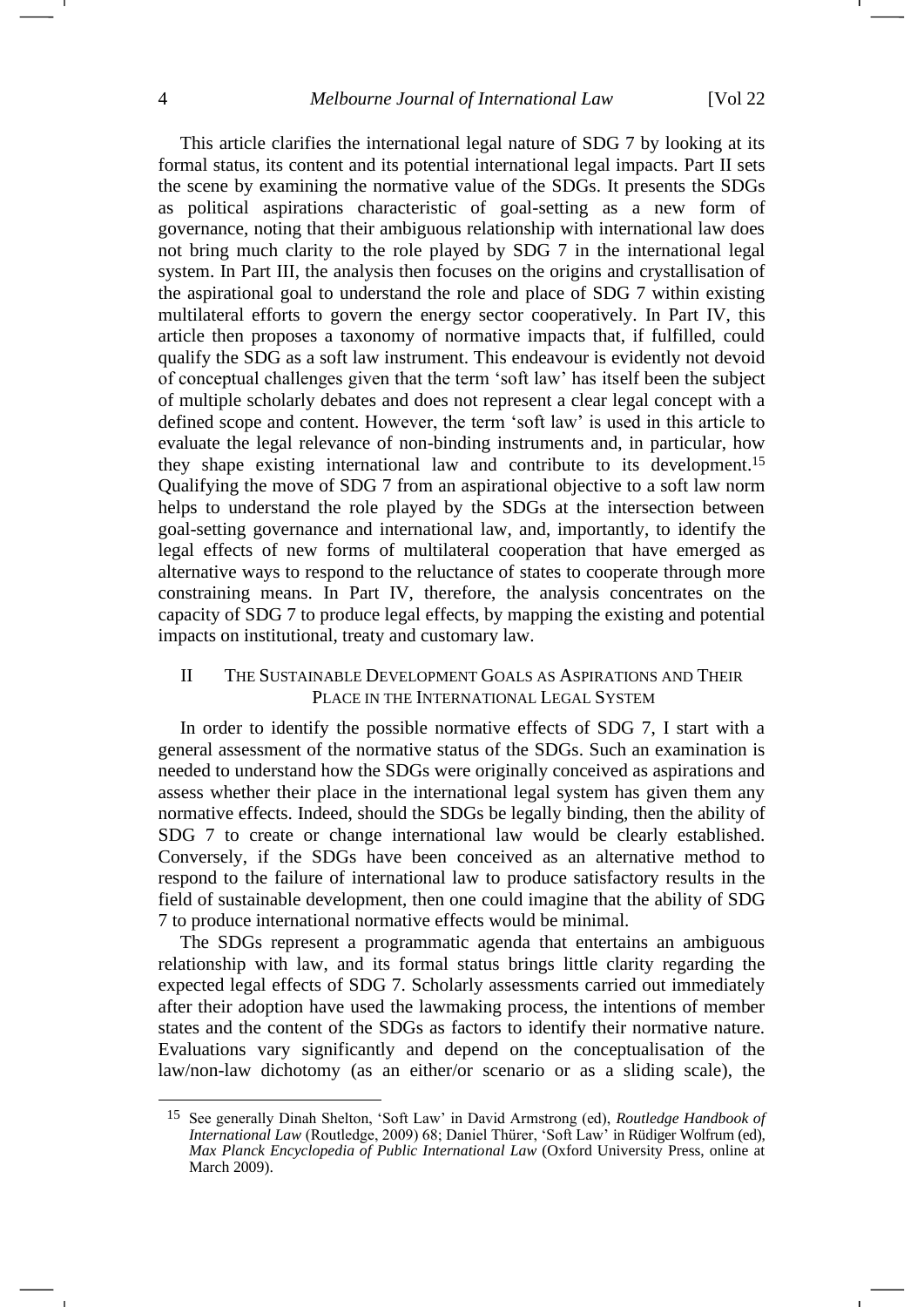This article clarifies the international legal nature of SDG 7 by looking at its formal status, its content and its potential international legal impacts. Part II sets the scene by examining the normative value of the SDGs. It presents the SDGs as political aspirations characteristic of goal-setting as a new form of governance, noting that their ambiguous relationship with international law does not bring much clarity to the role played by SDG 7 in the international legal system. In Part III, the analysis then focuses on the origins and crystallisation of the aspirational goal to understand the role and place of SDG 7 within existing multilateral efforts to govern the energy sector cooperatively. In Part IV, this article then proposes a taxonomy of normative impacts that, if fulfilled, could qualify the SDG as a soft law instrument. This endeavour is evidently not devoid of conceptual challenges given that the term 'soft law' has itself been the subject of multiple scholarly debates and does not represent a clear legal concept with a defined scope and content. However, the term 'soft law' is used in this article to evaluate the legal relevance of non-binding instruments and, in particular, how they shape existing international law and contribute to its development.[15] Qualifying the move of SDG 7 from an aspirational objective to a soft law norm helps to understand the role played by the SDGs at the intersection between goal-setting governance and international law, and, importantly, to identify the legal effects of new forms of multilateral cooperation that have emerged as alternative ways to respond to the reluctance of states to cooperate through more constraining means. In Part IV, therefore, the analysis concentrates on the capacity of SDG 7 to produce legal effects, by mapping the existing and potential impacts on institutional, treaty and customary law.

## II THE SUSTAINABLE DEVELOPMENT GOALS AS ASPIRATIONS AND THEIR PLACE IN THE INTERNATIONAL LEGAL SYSTEM

In order to identify the possible normative effects of SDG 7, I start with a general assessment of the normative status of the SDGs. Such an examination is needed to understand how the SDGs were originally conceived as aspirations and assess whether their place in the international legal system has given them any normative effects. Indeed, should the SDGs be legally binding, then the ability of SDG 7 to create or change international law would be clearly established. Conversely, if the SDGs have been conceived as an alternative method to respond to the failure of international law to produce satisfactory results in the field of sustainable development, then one could imagine that the ability of SDG 7 to produce international normative effects would be minimal.

The SDGs represent a programmatic agenda that entertains an ambiguous relationship with law, and its formal status brings little clarity regarding the expected legal effects of SDG 7. Scholarly assessments carried out immediately after their adoption have used the lawmaking process, the intentions of member states and the content of the SDGs as factors to identify their normative nature. Evaluations vary significantly and depend on the conceptualisation of the law/non-law dichotomy (as an either/or scenario or as a sliding scale), the

---

[15] See generally Dinah Shelton, 'Soft Law' in David Armstrong (ed), *Routledge Handbook of International Law* (Routledge, 2009) 68; Daniel Thürer, 'Soft Law' in Rüdiger Wolfrum (ed), *Max Planck Encyclopedia of Public International Law* (Oxford University Press, online at March 2009).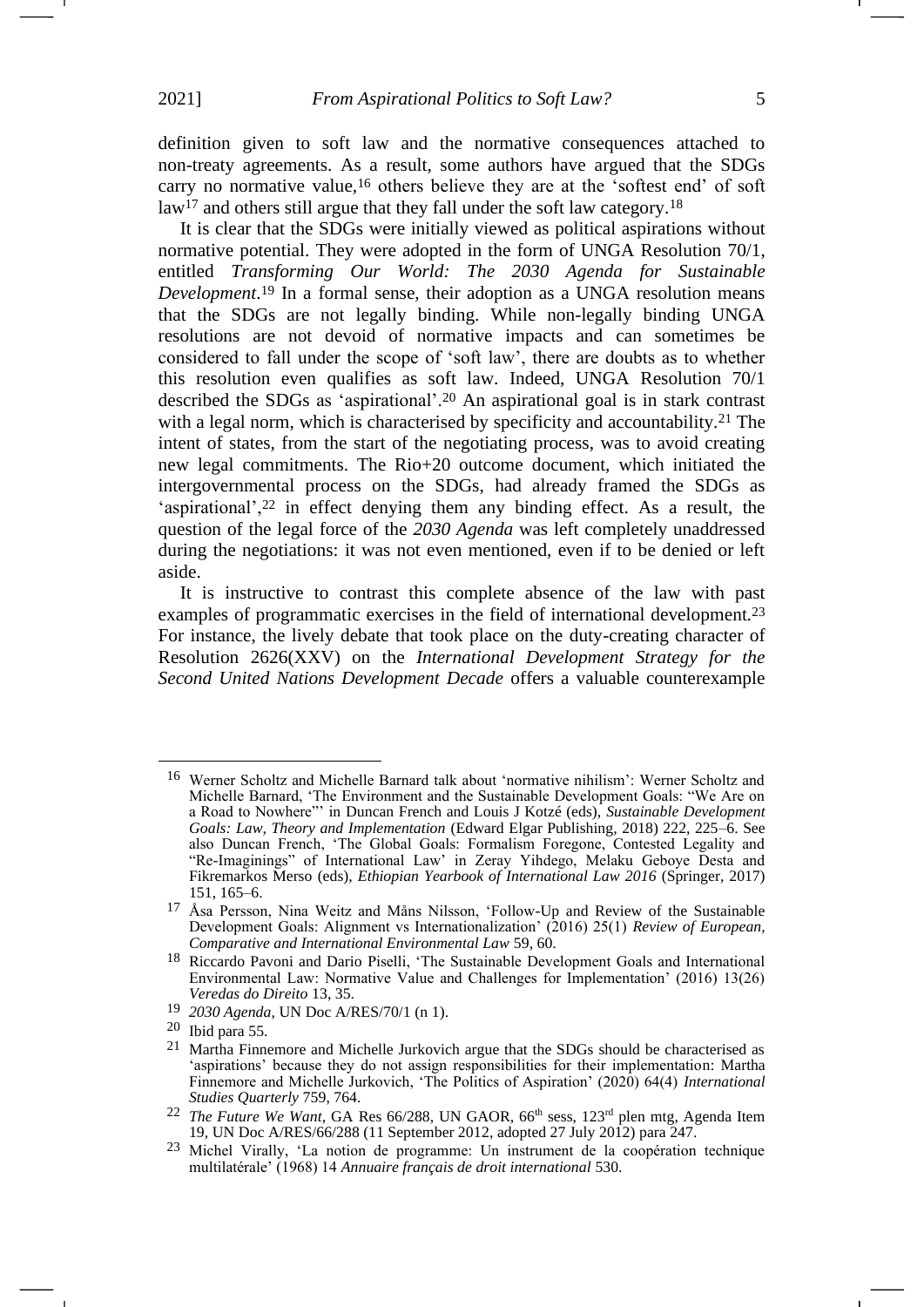definition given to soft law and the normative consequences attached to non-treaty agreements. As a result, some authors have argued that the SDGs carry no normative value,[16] others believe they are at the 'softest end' of soft law[17] and others still argue that they fall under the soft law category.[18]

It is clear that the SDGs were initially viewed as political aspirations without normative potential. They were adopted in the form of UNGA Resolution 70/1, entitled *Transforming Our World: The 2030 Agenda for Sustainable Development*.[19] In a formal sense, their adoption as a UNGA resolution means that the SDGs are not legally binding. While non-legally binding UNGA resolutions are not devoid of normative impacts and can sometimes be considered to fall under the scope of 'soft law', there are doubts as to whether this resolution even qualifies as soft law. Indeed, UNGA Resolution 70/1 described the SDGs as 'aspirational'.[20] An aspirational goal is in stark contrast with a legal norm, which is characterised by specificity and accountability.[21] The intent of states, from the start of the negotiating process, was to avoid creating new legal commitments. The Rio+20 outcome document, which initiated the intergovernmental process on the SDGs, had already framed the SDGs as 'aspirational',[22] in effect denying them any binding effect. As a result, the question of the legal force of the *2030 Agenda* was left completely unaddressed during the negotiations: it was not even mentioned, even if to be denied or left aside.

It is instructive to contrast this complete absence of the law with past examples of programmatic exercises in the field of international development.[23] For instance, the lively debate that took place on the duty-creating character of Resolution 2626(XXV) on the *International Development Strategy for the Second United Nations Development Decade* offers a valuable counterexample

---

[16] Werner Scholtz and Michelle Barnard talk about 'normative nihilism': Werner Scholtz and Michelle Barnard, 'The Environment and the Sustainable Development Goals: "We Are on a Road to Nowhere"' in Duncan French and Louis J Kotzé (eds), *Sustainable Development Goals: Law, Theory and Implementation* (Edward Elgar Publishing, 2018) 222, 225–6. See also Duncan French, 'The Global Goals: Formalism Foregone, Contested Legality and "Re-Imaginings" of International Law' in Zeray Yihdego, Melaku Geboye Desta and Fikremarkos Merso (eds), *Ethiopian Yearbook of International Law 2016* (Springer, 2017) 151, 165–6.

[17] Åsa Persson, Nina Weitz and Måns Nilsson, 'Follow-Up and Review of the Sustainable Development Goals: Alignment vs Internationalization' (2016) 25(1) *Review of European, Comparative and International Environmental Law* 59, 60.

[18] Riccardo Pavoni and Dario Piselli, 'The Sustainable Development Goals and International Environmental Law: Normative Value and Challenges for Implementation' (2016) 13(26) *Veredas do Direito* 13, 35.

[19] *2030 Agenda*, UN Doc A/RES/70/1 (n 1).

[20] Ibid para 55.

[21] Martha Finnemore and Michelle Jurkovich argue that the SDGs should be characterised as 'aspirations' because they do not assign responsibilities for their implementation: Martha Finnemore and Michelle Jurkovich, 'The Politics of Aspiration' (2020) 64(4) *International Studies Quarterly* 759, 764.

[22] *The Future We Want*, GA Res 66/288, UN GAOR, 66th sess, 123rd plen mtg, Agenda Item 19, UN Doc A/RES/66/288 (11 September 2012, adopted 27 July 2012) para 247.

[23] Michel Virally, 'La notion de programme: Un instrument de la coopération technique multilatérale' (1968) 14 *Annuaire français de droit international* 530.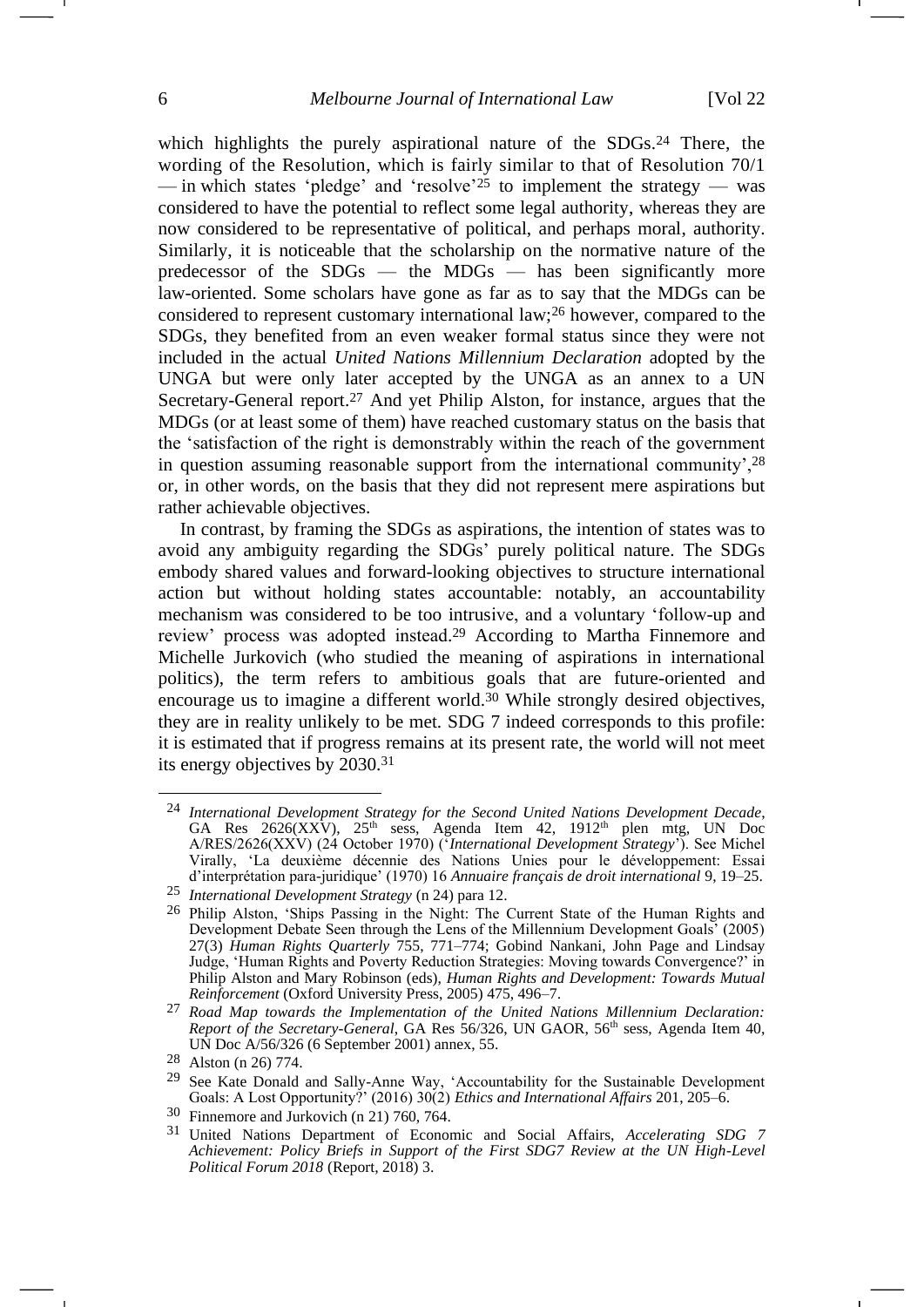which highlights the purely aspirational nature of the SDGs.[24] There, the wording of the Resolution, which is fairly similar to that of Resolution 70/1 — in which states 'pledge' and 'resolve'[25] to implement the strategy — was considered to have the potential to reflect some legal authority, whereas they are now considered to be representative of political, and perhaps moral, authority. Similarly, it is noticeable that the scholarship on the normative nature of the predecessor of the SDGs — the MDGs — has been significantly more law-oriented. Some scholars have gone as far as to say that the MDGs can be considered to represent customary international law;[26] however, compared to the SDGs, they benefited from an even weaker formal status since they were not included in the actual *United Nations Millennium Declaration* adopted by the UNGA but were only later accepted by the UNGA as an annex to a UN Secretary-General report.[27] And yet Philip Alston, for instance, argues that the MDGs (or at least some of them) have reached customary status on the basis that the 'satisfaction of the right is demonstrably within the reach of the government in question assuming reasonable support from the international community',[28] or, in other words, on the basis that they did not represent mere aspirations but rather achievable objectives.

In contrast, by framing the SDGs as aspirations, the intention of states was to avoid any ambiguity regarding the SDGs' purely political nature. The SDGs embody shared values and forward-looking objectives to structure international action but without holding states accountable: notably, an accountability mechanism was considered to be too intrusive, and a voluntary 'follow-up and review' process was adopted instead.[29] According to Martha Finnemore and Michelle Jurkovich (who studied the meaning of aspirations in international politics), the term refers to ambitious goals that are future-oriented and encourage us to imagine a different world.[30] While strongly desired objectives, they are in reality unlikely to be met. SDG 7 indeed corresponds to this profile: it is estimated that if progress remains at its present rate, the world will not meet its energy objectives by 2030.[31]

---

[24] *International Development Strategy for the Second United Nations Development Decade*, GA Res 2626(XXV), 25th sess, Agenda Item 42, 1912th plen mtg, UN Doc A/RES/2626(XXV) (24 October 1970) ('*International Development Strategy*'). See Michel Virally, 'La deuxième décennie des Nations Unies pour le développement: Essai d'interprétation para-juridique' (1970) 16 *Annuaire français de droit international* 9, 19–25.

[25] *International Development Strategy* (n 24) para 12.

[26] Philip Alston, 'Ships Passing in the Night: The Current State of the Human Rights and Development Debate Seen through the Lens of the Millennium Development Goals' (2005) 27(3) *Human Rights Quarterly* 755, 771–774; Gobind Nankani, John Page and Lindsay Judge, 'Human Rights and Poverty Reduction Strategies: Moving towards Convergence?' in Philip Alston and Mary Robinson (eds), *Human Rights and Development: Towards Mutual Reinforcement* (Oxford University Press, 2005) 475, 496–7.

[27] *Road Map towards the Implementation of the United Nations Millennium Declaration: Report of the Secretary-General*, GA Res 56/326, UN GAOR, 56th sess, Agenda Item 40, UN Doc A/56/326 (6 September 2001) annex, 55.

[28] Alston (n 26) 774.

[29] See Kate Donald and Sally-Anne Way, 'Accountability for the Sustainable Development Goals: A Lost Opportunity?' (2016) 30(2) *Ethics and International Affairs* 201, 205–6.

[30] Finnemore and Jurkovich (n 21) 760, 764.

[31] United Nations Department of Economic and Social Affairs, *Accelerating SDG 7 Achievement: Policy Briefs in Support of the First SDG7 Review at the UN High-Level Political Forum 2018* (Report, 2018) 3.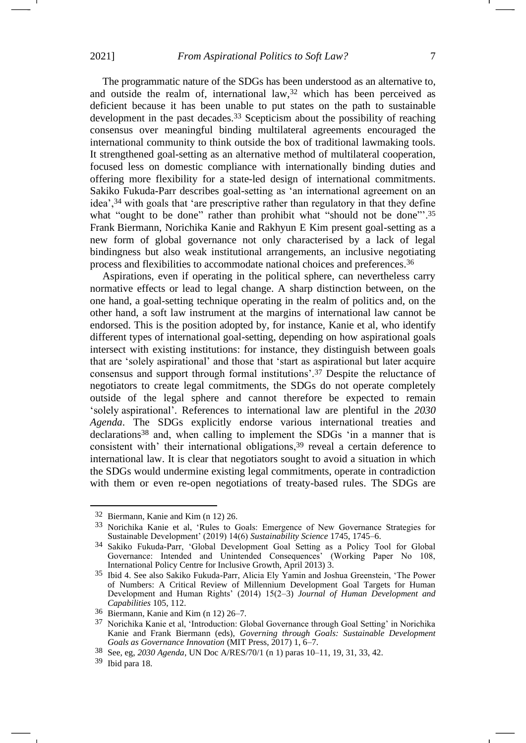The programmatic nature of the SDGs has been understood as an alternative to, and outside the realm of, international law,[32] which has been perceived as deficient because it has been unable to put states on the path to sustainable development in the past decades.[33] Scepticism about the possibility of reaching consensus over meaningful binding multilateral agreements encouraged the international community to think outside the box of traditional lawmaking tools. It strengthened goal-setting as an alternative method of multilateral cooperation, focused less on domestic compliance with internationally binding duties and offering more flexibility for a state-led design of international commitments. Sakiko Fukuda-Parr describes goal-setting as 'an international agreement on an idea',[34] with goals that 'are prescriptive rather than regulatory in that they define what "ought to be done" rather than prohibit what "should not be done"'.[35] Frank Biermann, Norichika Kanie and Rakhyun E Kim present goal-setting as a new form of global governance not only characterised by a lack of legal bindingness but also weak institutional arrangements, an inclusive negotiating process and flexibilities to accommodate national choices and preferences.[36]

Aspirations, even if operating in the political sphere, can nevertheless carry normative effects or lead to legal change. A sharp distinction between, on the one hand, a goal-setting technique operating in the realm of politics and, on the other hand, a soft law instrument at the margins of international law cannot be endorsed. This is the position adopted by, for instance, Kanie et al, who identify different types of international goal-setting, depending on how aspirational goals intersect with existing institutions: for instance, they distinguish between goals that are 'solely aspirational' and those that 'start as aspirational but later acquire consensus and support through formal institutions'.[37] Despite the reluctance of negotiators to create legal commitments, the SDGs do not operate completely outside of the legal sphere and cannot therefore be expected to remain 'solely aspirational'. References to international law are plentiful in the *2030 Agenda*. The SDGs explicitly endorse various international treaties and declarations[38] and, when calling to implement the SDGs 'in a manner that is consistent with' their international obligations,[39] reveal a certain deference to international law. It is clear that negotiators sought to avoid a situation in which the SDGs would undermine existing legal commitments, operate in contradiction with them or even re-open negotiations of treaty-based rules. The SDGs are

---

[32] Biermann, Kanie and Kim (n 12) 26.

[33] Norichika Kanie et al, 'Rules to Goals: Emergence of New Governance Strategies for Sustainable Development' (2019) 14(6) *Sustainability Science* 1745, 1745–6.

[34] Sakiko Fukuda-Parr, 'Global Development Goal Setting as a Policy Tool for Global Governance: Intended and Unintended Consequences' (Working Paper No 108, International Policy Centre for Inclusive Growth, April 2013) 3.

[35] Ibid 4. See also Sakiko Fukuda-Parr, Alicia Ely Yamin and Joshua Greenstein, 'The Power of Numbers: A Critical Review of Millennium Development Goal Targets for Human Development and Human Rights' (2014) 15(2–3) *Journal of Human Development and Capabilities* 105, 112.

[36] Biermann, Kanie and Kim (n 12) 26–7.

[37] Norichika Kanie et al, 'Introduction: Global Governance through Goal Setting' in Norichika Kanie and Frank Biermann (eds), *Governing through Goals: Sustainable Development Goals as Governance Innovation* (MIT Press, 2017) 1, 6–7.

[38] See, eg, *2030 Agenda*, UN Doc A/RES/70/1 (n 1) paras 10–11, 19, 31, 33, 42.

[39] Ibid para 18.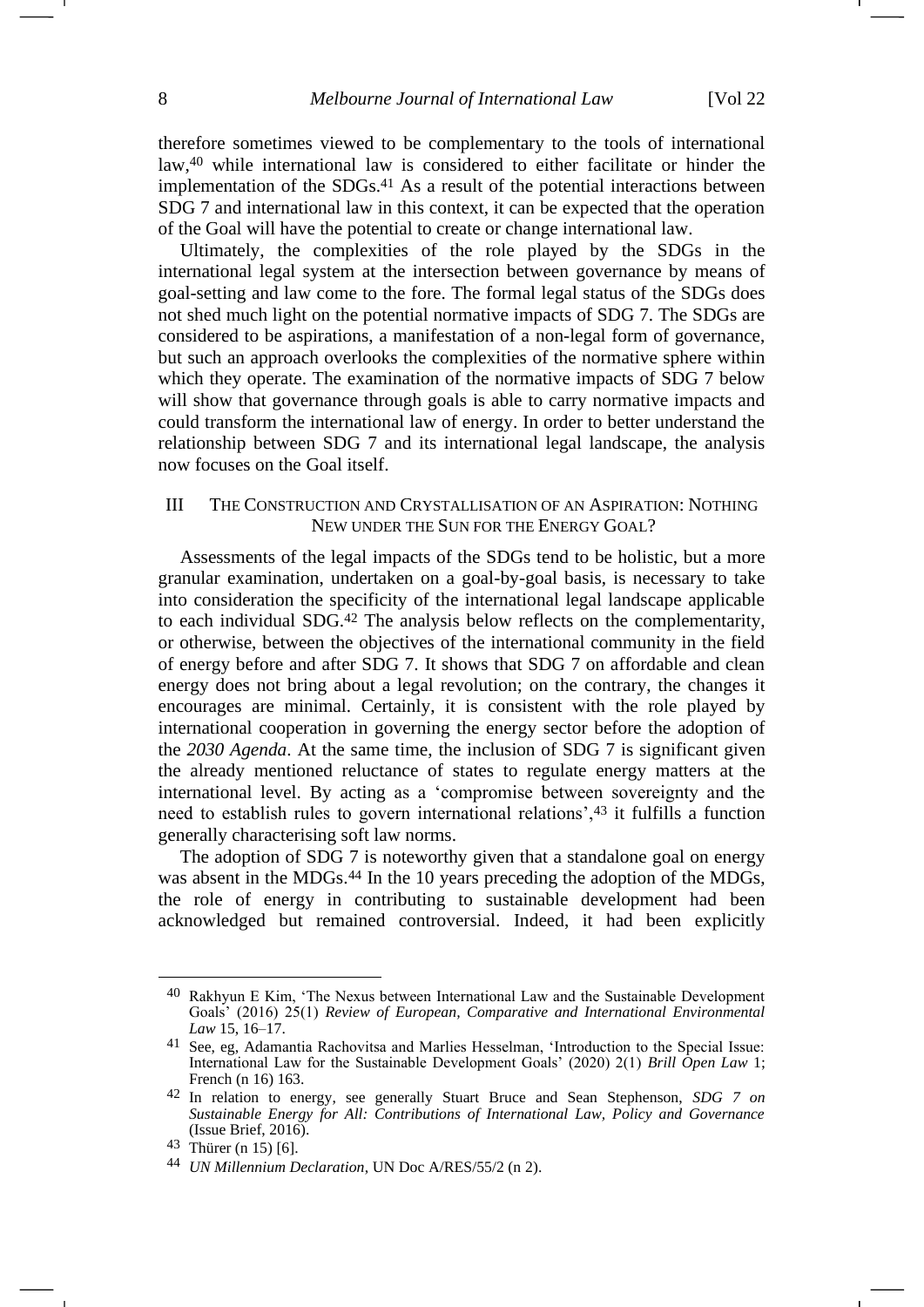therefore sometimes viewed to be complementary to the tools of international law,[40] while international law is considered to either facilitate or hinder the implementation of the SDGs.[41] As a result of the potential interactions between SDG 7 and international law in this context, it can be expected that the operation of the Goal will have the potential to create or change international law.

Ultimately, the complexities of the role played by the SDGs in the international legal system at the intersection between governance by means of goal-setting and law come to the fore. The formal legal status of the SDGs does not shed much light on the potential normative impacts of SDG 7. The SDGs are considered to be aspirations, a manifestation of a non-legal form of governance, but such an approach overlooks the complexities of the normative sphere within which they operate. The examination of the normative impacts of SDG 7 below will show that governance through goals is able to carry normative impacts and could transform the international law of energy. In order to better understand the relationship between SDG 7 and its international legal landscape, the analysis now focuses on the Goal itself.

## III The Construction and Crystallisation of an Aspiration: Nothing New under the Sun for the Energy Goal?

Assessments of the legal impacts of the SDGs tend to be holistic, but a more granular examination, undertaken on a goal-by-goal basis, is necessary to take into consideration the specificity of the international legal landscape applicable to each individual SDG.[42] The analysis below reflects on the complementarity, or otherwise, between the objectives of the international community in the field of energy before and after SDG 7. It shows that SDG 7 on affordable and clean energy does not bring about a legal revolution; on the contrary, the changes it encourages are minimal. Certainly, it is consistent with the role played by international cooperation in governing the energy sector before the adoption of the *2030 Agenda*. At the same time, the inclusion of SDG 7 is significant given the already mentioned reluctance of states to regulate energy matters at the international level. By acting as a 'compromise between sovereignty and the need to establish rules to govern international relations',[43] it fulfills a function generally characterising soft law norms.

The adoption of SDG 7 is noteworthy given that a standalone goal on energy was absent in the MDGs.[44] In the 10 years preceding the adoption of the MDGs, the role of energy in contributing to sustainable development had been acknowledged but remained controversial. Indeed, it had been explicitly

---

[40] Rakhyun E Kim, 'The Nexus between International Law and the Sustainable Development Goals' (2016) 25(1) *Review of European, Comparative and International Environmental Law* 15, 16–17.

[41] See, eg, Adamantia Rachovitsa and Marlies Hesselman, 'Introduction to the Special Issue: International Law for the Sustainable Development Goals' (2020) 2(1) *Brill Open Law* 1; French (n 16) 163.

[42] In relation to energy, see generally Stuart Bruce and Sean Stephenson, *SDG 7 on Sustainable Energy for All: Contributions of International Law, Policy and Governance* (Issue Brief, 2016).

[43] Thürer (n 15) [6].

[44] *UN Millennium Declaration*, UN Doc A/RES/55/2 (n 2).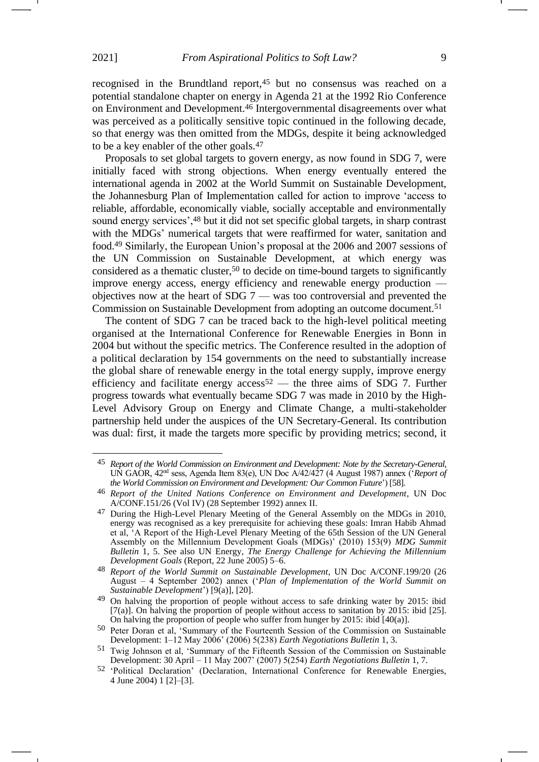recognised in the Brundtland report,[45] but no consensus was reached on a potential standalone chapter on energy in Agenda 21 at the 1992 Rio Conference on Environment and Development.[46] Intergovernmental disagreements over what was perceived as a politically sensitive topic continued in the following decade, so that energy was then omitted from the MDGs, despite it being acknowledged to be a key enabler of the other goals.[47]

Proposals to set global targets to govern energy, as now found in SDG 7, were initially faced with strong objections. When energy eventually entered the international agenda in 2002 at the World Summit on Sustainable Development, the Johannesburg Plan of Implementation called for action to improve 'access to reliable, affordable, economically viable, socially acceptable and environmentally sound energy services',[48] but it did not set specific global targets, in sharp contrast with the MDGs' numerical targets that were reaffirmed for water, sanitation and food.[49] Similarly, the European Union's proposal at the 2006 and 2007 sessions of the UN Commission on Sustainable Development, at which energy was considered as a thematic cluster,[50] to decide on time-bound targets to significantly improve energy access, energy efficiency and renewable energy production — objectives now at the heart of SDG 7 — was too controversial and prevented the Commission on Sustainable Development from adopting an outcome document.[51]

The content of SDG 7 can be traced back to the high-level political meeting organised at the International Conference for Renewable Energies in Bonn in 2004 but without the specific metrics. The Conference resulted in the adoption of a political declaration by 154 governments on the need to substantially increase the global share of renewable energy in the total energy supply, improve energy efficiency and facilitate energy access[52] — the three aims of SDG 7. Further progress towards what eventually became SDG 7 was made in 2010 by the High-Level Advisory Group on Energy and Climate Change, a multi-stakeholder partnership held under the auspices of the UN Secretary-General. Its contribution was dual: first, it made the targets more specific by providing metrics; second, it

---

[45] *Report of the World Commission on Environment and Development: Note by the Secretary-General*, UN GAOR, 42nd sess, Agenda Item 83(e), UN Doc A/42/427 (4 August 1987) annex ('*Report of the World Commission on Environment and Development: Our Common Future*') [58].

[46] *Report of the United Nations Conference on Environment and Development*, UN Doc A/CONF.151/26 (Vol IV) (28 September 1992) annex II.

[47] During the High-Level Plenary Meeting of the General Assembly on the MDGs in 2010, energy was recognised as a key prerequisite for achieving these goals: Imran Habib Ahmad et al, 'A Report of the High-Level Plenary Meeting of the 65th Session of the UN General Assembly on the Millennium Development Goals (MDGs)' (2010) 153(9) *MDG Summit Bulletin* 1, 5. See also UN Energy, *The Energy Challenge for Achieving the Millennium Development Goals* (Report, 22 June 2005) 5–6.

[48] *Report of the World Summit on Sustainable Development*, UN Doc A/CONF.199/20 (26 August – 4 September 2002) annex ('*Plan of Implementation of the World Summit on Sustainable Development*') [9(a)], [20].

[49] On halving the proportion of people without access to safe drinking water by 2015: ibid [7(a)]. On halving the proportion of people without access to sanitation by 2015: ibid [25]. On halving the proportion of people who suffer from hunger by 2015: ibid [40(a)].

[50] Peter Doran et al, 'Summary of the Fourteenth Session of the Commission on Sustainable Development: 1–12 May 2006' (2006) 5(238) *Earth Negotiations Bulletin* 1, 3.

[51] Twig Johnson et al, 'Summary of the Fifteenth Session of the Commission on Sustainable Development: 30 April – 11 May 2007' (2007) 5(254) *Earth Negotiations Bulletin* 1, 7.

[52] 'Political Declaration' (Declaration, International Conference for Renewable Energies, 4 June 2004) 1 [2]–[3].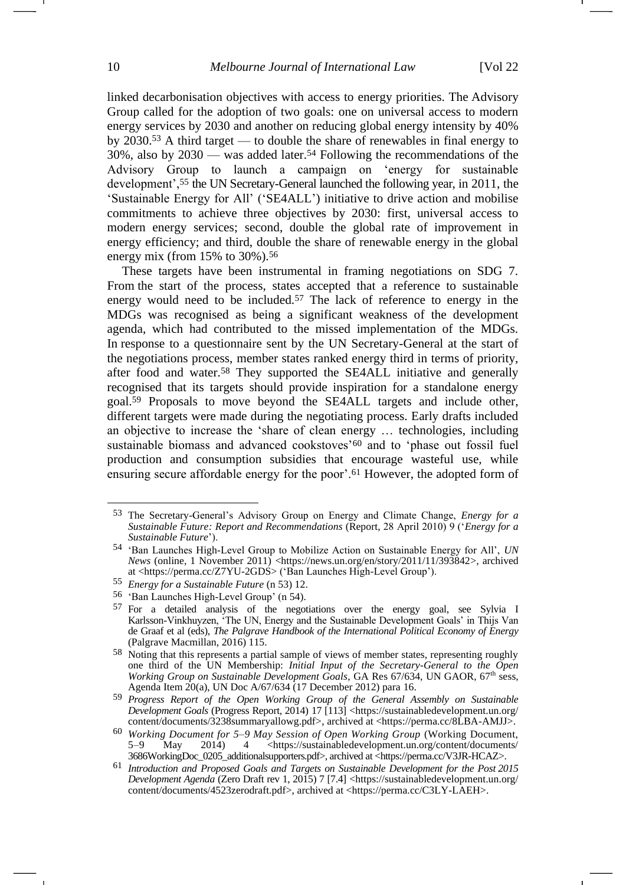linked decarbonisation objectives with access to energy priorities. The Advisory Group called for the adoption of two goals: one on universal access to modern energy services by 2030 and another on reducing global energy intensity by 40% by 2030.[53] A third target — to double the share of renewables in final energy to 30%, also by 2030 — was added later.[54] Following the recommendations of the Advisory Group to launch a campaign on 'energy for sustainable development',[55] the UN Secretary-General launched the following year, in 2011, the 'Sustainable Energy for All' ('SE4ALL') initiative to drive action and mobilise commitments to achieve three objectives by 2030: first, universal access to modern energy services; second, double the global rate of improvement in energy efficiency; and third, double the share of renewable energy in the global energy mix (from 15% to 30%).[56]

These targets have been instrumental in framing negotiations on SDG 7. From the start of the process, states accepted that a reference to sustainable energy would need to be included.[57] The lack of reference to energy in the MDGs was recognised as being a significant weakness of the development agenda, which had contributed to the missed implementation of the MDGs. In response to a questionnaire sent by the UN Secretary-General at the start of the negotiations process, member states ranked energy third in terms of priority, after food and water.[58] They supported the SE4ALL initiative and generally recognised that its targets should provide inspiration for a standalone energy goal.[59] Proposals to move beyond the SE4ALL targets and include other, different targets were made during the negotiating process. Early drafts included an objective to increase the 'share of clean energy … technologies, including sustainable biomass and advanced cookstoves'[60] and to 'phase out fossil fuel production and consumption subsidies that encourage wasteful use, while ensuring secure affordable energy for the poor'.[61] However, the adopted form of

---

[53] The Secretary-General's Advisory Group on Energy and Climate Change, *Energy for a Sustainable Future: Report and Recommendations* (Report, 28 April 2010) 9 ('*Energy for a Sustainable Future*').

[54] 'Ban Launches High-Level Group to Mobilize Action on Sustainable Energy for All', *UN News* (online, 1 November 2011) <https://news.un.org/en/story/2011/11/393842>, archived at <https://perma.cc/Z7YU-2GDS> ('Ban Launches High-Level Group').

[55] *Energy for a Sustainable Future* (n 53) 12.

[56] 'Ban Launches High-Level Group' (n 54).

[57] For a detailed analysis of the negotiations over the energy goal, see Sylvia I Karlsson-Vinkhuyzen, 'The UN, Energy and the Sustainable Development Goals' in Thijs Van de Graaf et al (eds), *The Palgrave Handbook of the International Political Economy of Energy* (Palgrave Macmillan, 2016) 115.

[58] Noting that this represents a partial sample of views of member states, representing roughly one third of the UN Membership: *Initial Input of the Secretary-General to the Open Working Group on Sustainable Development Goals*, GA Res 67/634, UN GAOR, 67th sess, Agenda Item 20(a), UN Doc A/67/634 (17 December 2012) para 16.

[59] *Progress Report of the Open Working Group of the General Assembly on Sustainable Development Goals* (Progress Report, 2014) 17 [113] <https://sustainabledevelopment.un.org/content/documents/3238summaryallowg.pdf>, archived at <https://perma.cc/8LBA-AMJJ>.

[60] *Working Document for 5–9 May Session of Open Working Group* (Working Document, 5–9 May 2014) 4 <https://sustainabledevelopment.un.org/content/documents/3686WorkingDoc_0205_additionalsupporters.pdf>, archived at <https://perma.cc/V3JR-HCAZ>.

[61] *Introduction and Proposed Goals and Targets on Sustainable Development for the Post 2015 Development Agenda* (Zero Draft rev 1, 2015) 7 [7.4] <https://sustainabledevelopment.un.org/content/documents/4523zerodraft.pdf>, archived at <https://perma.cc/C3LY-LAEH>.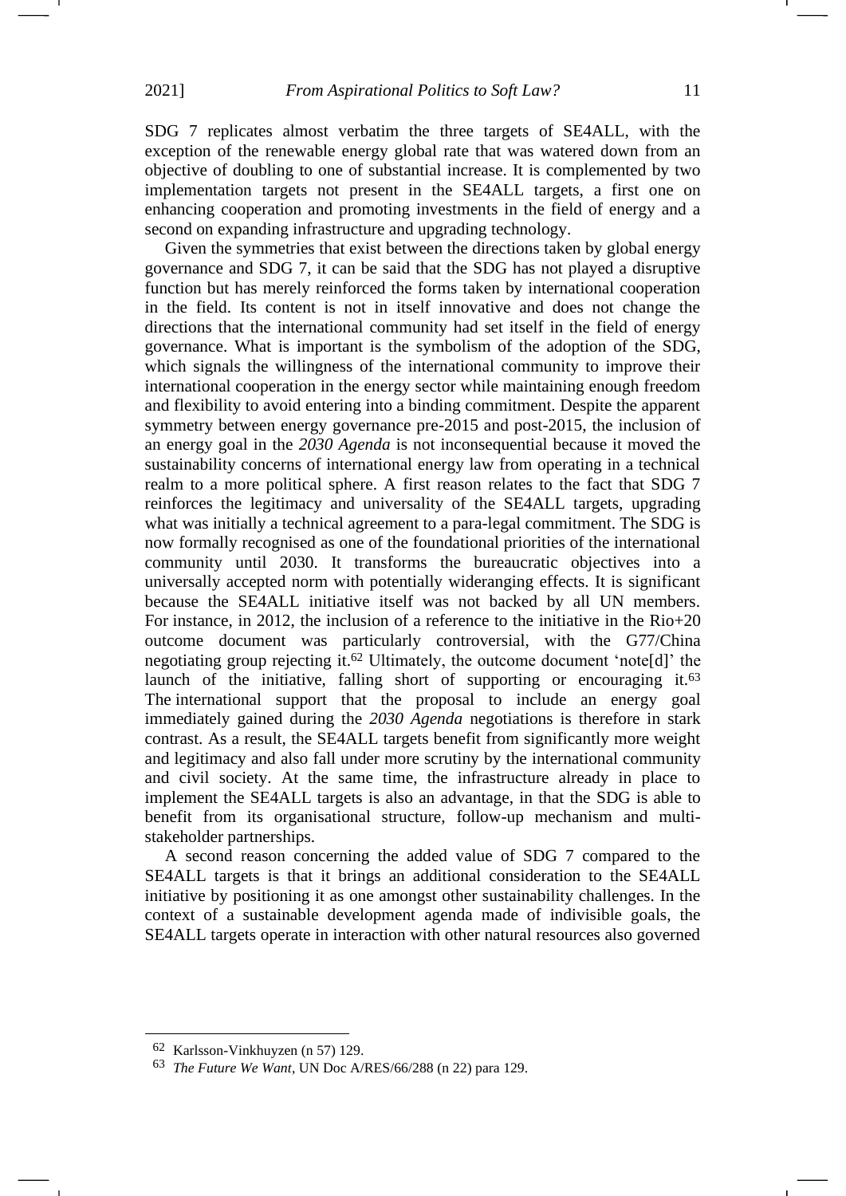SDG 7 replicates almost verbatim the three targets of SE4ALL, with the exception of the renewable energy global rate that was watered down from an objective of doubling to one of substantial increase. It is complemented by two implementation targets not present in the SE4ALL targets, a first one on enhancing cooperation and promoting investments in the field of energy and a second on expanding infrastructure and upgrading technology.

Given the symmetries that exist between the directions taken by global energy governance and SDG 7, it can be said that the SDG has not played a disruptive function but has merely reinforced the forms taken by international cooperation in the field. Its content is not in itself innovative and does not change the directions that the international community had set itself in the field of energy governance. What is important is the symbolism of the adoption of the SDG, which signals the willingness of the international community to improve their international cooperation in the energy sector while maintaining enough freedom and flexibility to avoid entering into a binding commitment. Despite the apparent symmetry between energy governance pre-2015 and post-2015, the inclusion of an energy goal in the *2030 Agenda* is not inconsequential because it moved the sustainability concerns of international energy law from operating in a technical realm to a more political sphere. A first reason relates to the fact that SDG 7 reinforces the legitimacy and universality of the SE4ALL targets, upgrading what was initially a technical agreement to a para-legal commitment. The SDG is now formally recognised as one of the foundational priorities of the international community until 2030. It transforms the bureaucratic objectives into a universally accepted norm with potentially wideranging effects. It is significant because the SE4ALL initiative itself was not backed by all UN members. For instance, in 2012, the inclusion of a reference to the initiative in the Rio+20 outcome document was particularly controversial, with the G77/China negotiating group rejecting it.[62] Ultimately, the outcome document 'note[d]' the launch of the initiative, falling short of supporting or encouraging it.[63] The international support that the proposal to include an energy goal immediately gained during the *2030 Agenda* negotiations is therefore in stark contrast. As a result, the SE4ALL targets benefit from significantly more weight and legitimacy and also fall under more scrutiny by the international community and civil society. At the same time, the infrastructure already in place to implement the SE4ALL targets is also an advantage, in that the SDG is able to benefit from its organisational structure, follow-up mechanism and multi-stakeholder partnerships.

A second reason concerning the added value of SDG 7 compared to the SE4ALL targets is that it brings an additional consideration to the SE4ALL initiative by positioning it as one amongst other sustainability challenges. In the context of a sustainable development agenda made of indivisible goals, the SE4ALL targets operate in interaction with other natural resources also governed

---

62 Karlsson-Vinkhuyzen (n 57) 129.

63 *The Future We Want*, UN Doc A/RES/66/288 (n 22) para 129.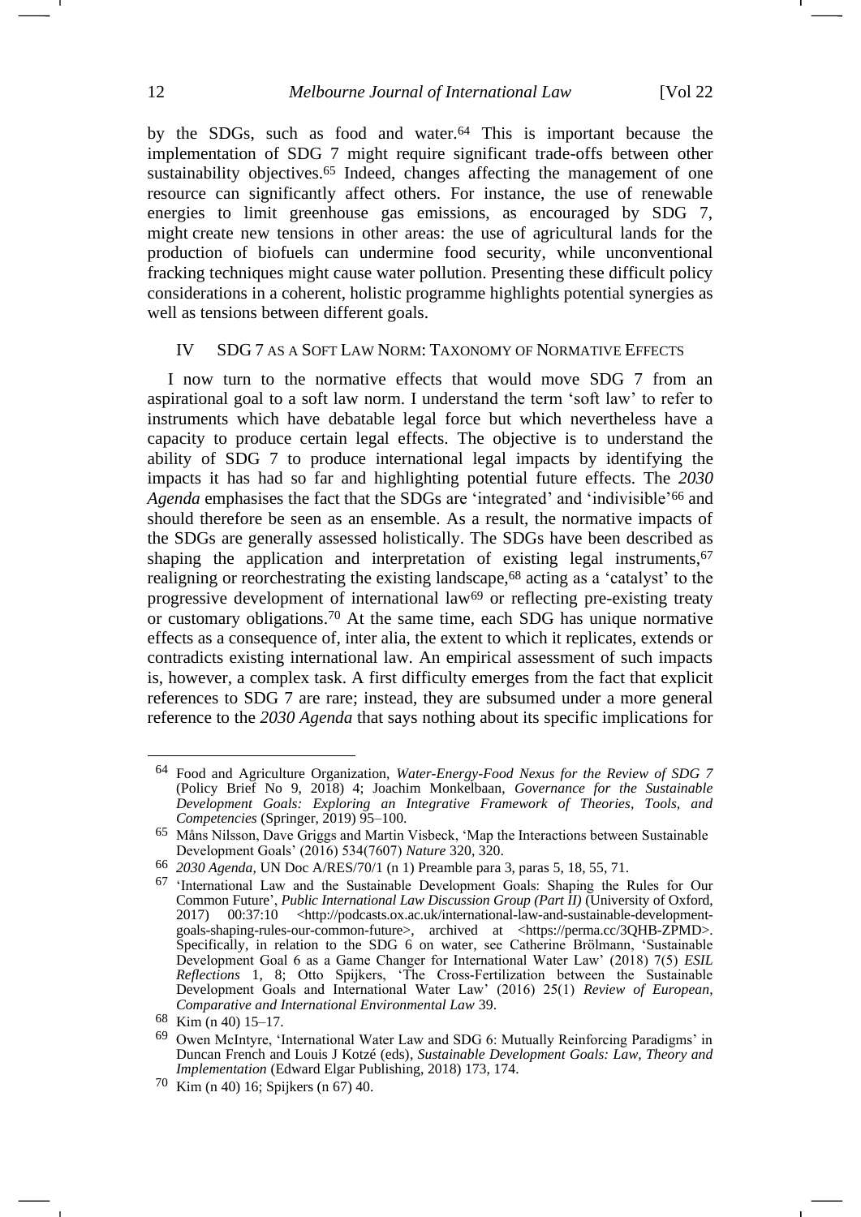by the SDGs, such as food and water.[64] This is important because the implementation of SDG 7 might require significant trade-offs between other sustainability objectives.[65] Indeed, changes affecting the management of one resource can significantly affect others. For instance, the use of renewable energies to limit greenhouse gas emissions, as encouraged by SDG 7, might create new tensions in other areas: the use of agricultural lands for the production of biofuels can undermine food security, while unconventional fracking techniques might cause water pollution. Presenting these difficult policy considerations in a coherent, holistic programme highlights potential synergies as well as tensions between different goals.

## IV SDG 7 as a Soft Law Norm: Taxonomy of Normative Effects

I now turn to the normative effects that would move SDG 7 from an aspirational goal to a soft law norm. I understand the term 'soft law' to refer to instruments which have debatable legal force but which nevertheless have a capacity to produce certain legal effects. The objective is to understand the ability of SDG 7 to produce international legal impacts by identifying the impacts it has had so far and highlighting potential future effects. The *2030 Agenda* emphasises the fact that the SDGs are 'integrated' and 'indivisible'[66] and should therefore be seen as an ensemble. As a result, the normative impacts of the SDGs are generally assessed holistically. The SDGs have been described as shaping the application and interpretation of existing legal instruments,[67] realigning or reorchestrating the existing landscape,[68] acting as a 'catalyst' to the progressive development of international law[69] or reflecting pre-existing treaty or customary obligations.[70] At the same time, each SDG has unique normative effects as a consequence of, inter alia, the extent to which it replicates, extends or contradicts existing international law. An empirical assessment of such impacts is, however, a complex task. A first difficulty emerges from the fact that explicit references to SDG 7 are rare; instead, they are subsumed under a more general reference to the *2030 Agenda* that says nothing about its specific implications for

---

[64] Food and Agriculture Organization, *Water-Energy-Food Nexus for the Review of SDG 7* (Policy Brief No 9, 2018) 4; Joachim Monkelbaan, *Governance for the Sustainable Development Goals: Exploring an Integrative Framework of Theories, Tools, and Competencies* (Springer, 2019) 95–100.

[65] Måns Nilsson, Dave Griggs and Martin Visbeck, 'Map the Interactions between Sustainable Development Goals' (2016) 534(7607) *Nature* 320, 320.

[66] *2030 Agenda*, UN Doc A/RES/70/1 (n 1) Preamble para 3, paras 5, 18, 55, 71.

[67] 'International Law and the Sustainable Development Goals: Shaping the Rules for Our Common Future', *Public International Law Discussion Group (Part II)* (University of Oxford, 2017) 00:37:10 <http://podcasts.ox.ac.uk/international-law-and-sustainable-development-goals-shaping-rules-our-common-future>, archived at <https://perma.cc/3QHB-ZPMD>. Specifically, in relation to the SDG 6 on water, see Catherine Brölmann, 'Sustainable Development Goal 6 as a Game Changer for International Water Law' (2018) 7(5) *ESIL Reflections* 1, 8; Otto Spijkers, 'The Cross-Fertilization between the Sustainable Development Goals and International Water Law' (2016) 25(1) *Review of European, Comparative and International Environmental Law* 39.

[68] Kim (n 40) 15–17.

[69] Owen McIntyre, 'International Water Law and SDG 6: Mutually Reinforcing Paradigms' in Duncan French and Louis J Kotzé (eds), *Sustainable Development Goals: Law, Theory and Implementation* (Edward Elgar Publishing, 2018) 173, 174.

[70] Kim (n 40) 16; Spijkers (n 67) 40.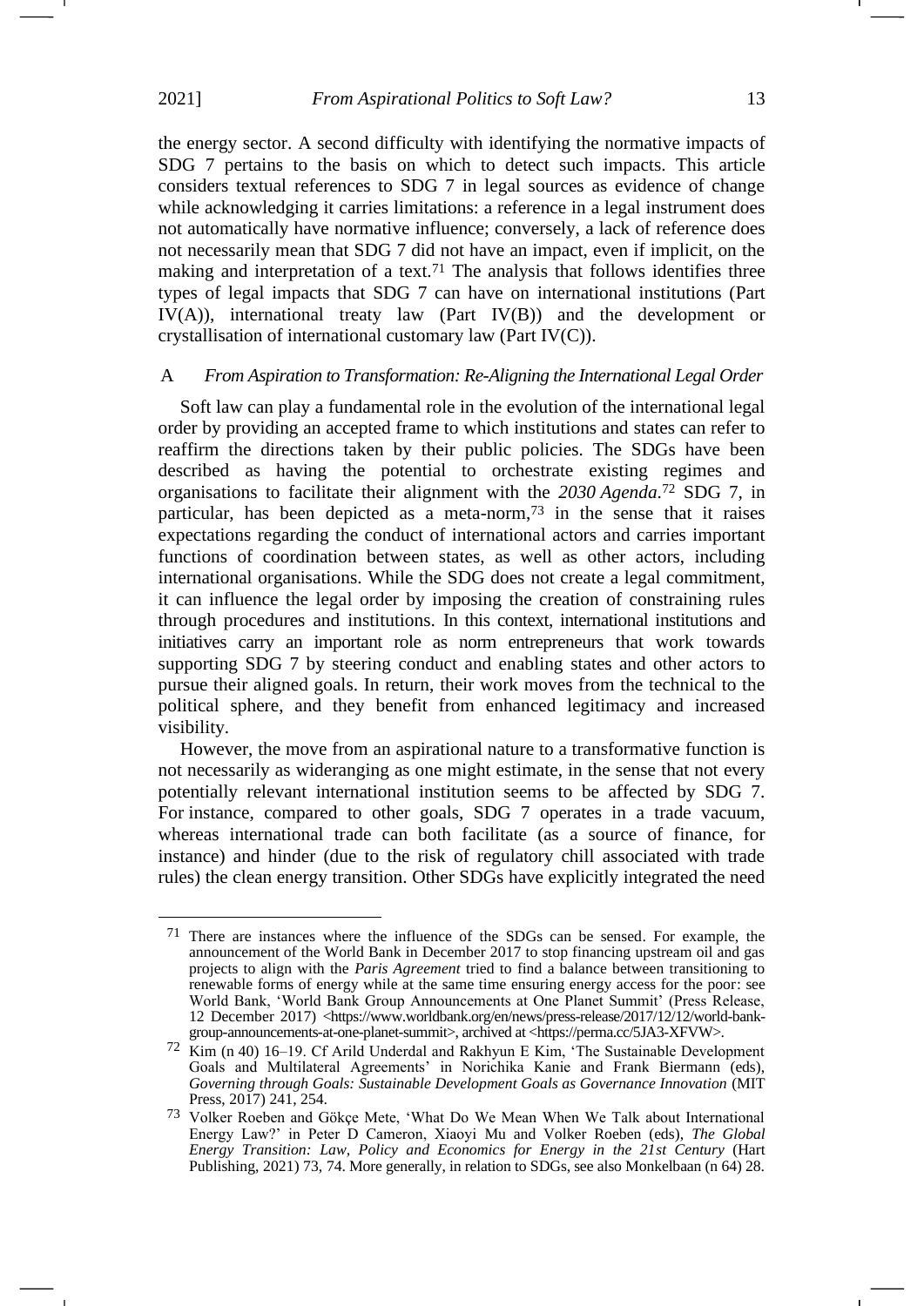the energy sector. A second difficulty with identifying the normative impacts of SDG 7 pertains to the basis on which to detect such impacts. This article considers textual references to SDG 7 in legal sources as evidence of change while acknowledging it carries limitations: a reference in a legal instrument does not automatically have normative influence; conversely, a lack of reference does not necessarily mean that SDG 7 did not have an impact, even if implicit, on the making and interpretation of a text.[71] The analysis that follows identifies three types of legal impacts that SDG 7 can have on international institutions (Part IV(A)), international treaty law (Part IV(B)) and the development or crystallisation of international customary law (Part IV(C)).

### A *From Aspiration to Transformation: Re-Aligning the International Legal Order*

Soft law can play a fundamental role in the evolution of the international legal order by providing an accepted frame to which institutions and states can refer to reaffirm the directions taken by their public policies. The SDGs have been described as having the potential to orchestrate existing regimes and organisations to facilitate their alignment with the *2030 Agenda*.[72] SDG 7, in particular, has been depicted as a meta-norm,[73] in the sense that it raises expectations regarding the conduct of international actors and carries important functions of coordination between states, as well as other actors, including international organisations. While the SDG does not create a legal commitment, it can influence the legal order by imposing the creation of constraining rules through procedures and institutions. In this context, international institutions and initiatives carry an important role as norm entrepreneurs that work towards supporting SDG 7 by steering conduct and enabling states and other actors to pursue their aligned goals. In return, their work moves from the technical to the political sphere, and they benefit from enhanced legitimacy and increased visibility.

However, the move from an aspirational nature to a transformative function is not necessarily as wideranging as one might estimate, in the sense that not every potentially relevant international institution seems to be affected by SDG 7. For instance, compared to other goals, SDG 7 operates in a trade vacuum, whereas international trade can both facilitate (as a source of finance, for instance) and hinder (due to the risk of regulatory chill associated with trade rules) the clean energy transition. Other SDGs have explicitly integrated the need

---

[71] There are instances where the influence of the SDGs can be sensed. For example, the announcement of the World Bank in December 2017 to stop financing upstream oil and gas projects to align with the *Paris Agreement* tried to find a balance between transitioning to renewable forms of energy while at the same time ensuring energy access for the poor: see World Bank, 'World Bank Group Announcements at One Planet Summit' (Press Release, 12 December 2017) <https://www.worldbank.org/en/news/press-release/2017/12/12/world-bank-group-announcements-at-one-planet-summit>, archived at <https://perma.cc/5JA3-XFVW>.

[72] Kim (n 40) 16–19. Cf Arild Underdal and Rakhyun E Kim, 'The Sustainable Development Goals and Multilateral Agreements' in Norichika Kanie and Frank Biermann (eds), *Governing through Goals: Sustainable Development Goals as Governance Innovation* (MIT Press, 2017) 241, 254.

[73] Volker Roeben and Gökçe Mete, 'What Do We Mean When We Talk about International Energy Law?' in Peter D Cameron, Xiaoyi Mu and Volker Roeben (eds), *The Global Energy Transition: Law, Policy and Economics for Energy in the 21st Century* (Hart Publishing, 2021) 73, 74. More generally, in relation to SDGs, see also Monkelbaan (n 64) 28.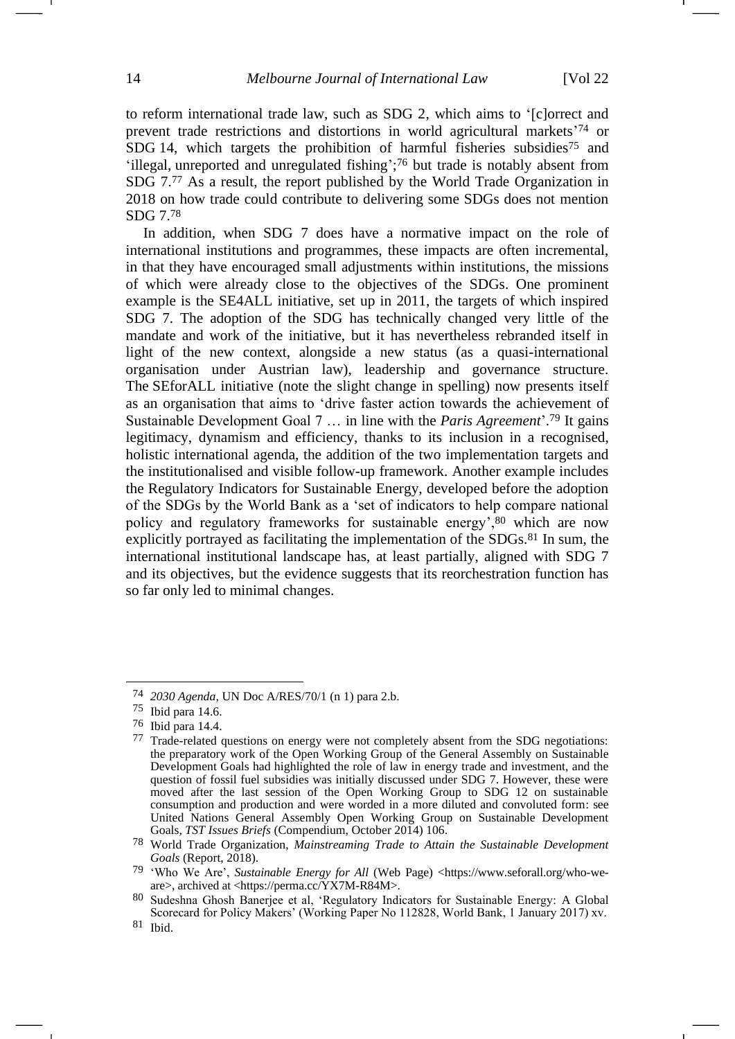to reform international trade law, such as SDG 2, which aims to '[c]orrect and prevent trade restrictions and distortions in world agricultural markets'[74] or SDG 14, which targets the prohibition of harmful fisheries subsidies[75] and 'illegal, unreported and unregulated fishing';[76] but trade is notably absent from SDG 7.[77] As a result, the report published by the World Trade Organization in 2018 on how trade could contribute to delivering some SDGs does not mention SDG 7.[78]

In addition, when SDG 7 does have a normative impact on the role of international institutions and programmes, these impacts are often incremental, in that they have encouraged small adjustments within institutions, the missions of which were already close to the objectives of the SDGs. One prominent example is the SE4ALL initiative, set up in 2011, the targets of which inspired SDG 7. The adoption of the SDG has technically changed very little of the mandate and work of the initiative, but it has nevertheless rebranded itself in light of the new context, alongside a new status (as a quasi-international organisation under Austrian law), leadership and governance structure. The SEforALL initiative (note the slight change in spelling) now presents itself as an organisation that aims to 'drive faster action towards the achievement of Sustainable Development Goal 7 … in line with the *Paris Agreement*'.[79] It gains legitimacy, dynamism and efficiency, thanks to its inclusion in a recognised, holistic international agenda, the addition of the two implementation targets and the institutionalised and visible follow-up framework. Another example includes the Regulatory Indicators for Sustainable Energy, developed before the adoption of the SDGs by the World Bank as a 'set of indicators to help compare national policy and regulatory frameworks for sustainable energy',[80] which are now explicitly portrayed as facilitating the implementation of the SDGs.[81] In sum, the international institutional landscape has, at least partially, aligned with SDG 7 and its objectives, but the evidence suggests that its reorchestration function has so far only led to minimal changes.

---

74 *2030 Agenda*, UN Doc A/RES/70/1 (n 1) para 2.b.

75 Ibid para 14.6.

76 Ibid para 14.4.

77 Trade-related questions on energy were not completely absent from the SDG negotiations: the preparatory work of the Open Working Group of the General Assembly on Sustainable Development Goals had highlighted the role of law in energy trade and investment, and the question of fossil fuel subsidies was initially discussed under SDG 7. However, these were moved after the last session of the Open Working Group to SDG 12 on sustainable consumption and production and were worded in a more diluted and convoluted form: see United Nations General Assembly Open Working Group on Sustainable Development Goals, *TST Issues Briefs* (Compendium, October 2014) 106.

78 World Trade Organization, *Mainstreaming Trade to Attain the Sustainable Development Goals* (Report, 2018).

79 'Who We Are', *Sustainable Energy for All* (Web Page) <https://www.seforall.org/who-we-are>, archived at <https://perma.cc/YX7M-R84M>.

80 Sudeshna Ghosh Banerjee et al, 'Regulatory Indicators for Sustainable Energy: A Global Scorecard for Policy Makers' (Working Paper No 112828, World Bank, 1 January 2017) xv.

81 Ibid.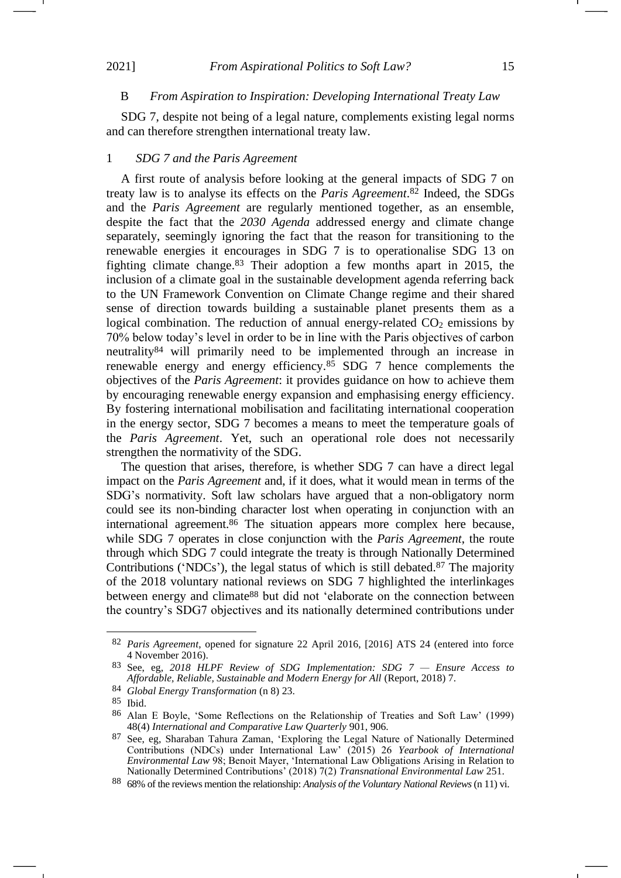### B *From Aspiration to Inspiration: Developing International Treaty Law*

SDG 7, despite not being of a legal nature, complements existing legal norms and can therefore strengthen international treaty law.

#### 1 *SDG 7 and the Paris Agreement*

A first route of analysis before looking at the general impacts of SDG 7 on treaty law is to analyse its effects on the *Paris Agreement*.[82] Indeed, the SDGs and the *Paris Agreement* are regularly mentioned together, as an ensemble, despite the fact that the *2030 Agenda* addressed energy and climate change separately, seemingly ignoring the fact that the reason for transitioning to the renewable energies it encourages in SDG 7 is to operationalise SDG 13 on fighting climate change.[83] Their adoption a few months apart in 2015, the inclusion of a climate goal in the sustainable development agenda referring back to the UN Framework Convention on Climate Change regime and their shared sense of direction towards building a sustainable planet presents them as a logical combination. The reduction of annual energy-related $CO_2$ emissions by 70% below today's level in order to be in line with the Paris objectives of carbon neutrality[84] will primarily need to be implemented through an increase in renewable energy and energy efficiency.[85] SDG 7 hence complements the objectives of the *Paris Agreement*: it provides guidance on how to achieve them by encouraging renewable energy expansion and emphasising energy efficiency. By fostering international mobilisation and facilitating international cooperation in the energy sector, SDG 7 becomes a means to meet the temperature goals of the *Paris Agreement*. Yet, such an operational role does not necessarily strengthen the normativity of the SDG.

The question that arises, therefore, is whether SDG 7 can have a direct legal impact on the *Paris Agreement* and, if it does, what it would mean in terms of the SDG's normativity. Soft law scholars have argued that a non-obligatory norm could see its non-binding character lost when operating in conjunction with an international agreement.[86] The situation appears more complex here because, while SDG 7 operates in close conjunction with the *Paris Agreement*, the route through which SDG 7 could integrate the treaty is through Nationally Determined Contributions ('NDCs'), the legal status of which is still debated.[87] The majority of the 2018 voluntary national reviews on SDG 7 highlighted the interlinkages between energy and climate[88] but did not 'elaborate on the connection between the country's SDG7 objectives and its nationally determined contributions under

---

[82] *Paris Agreement*, opened for signature 22 April 2016, [2016] ATS 24 (entered into force 4 November 2016).

[83] See, eg, *2018 HLPF Review of SDG Implementation: SDG 7 — Ensure Access to Affordable, Reliable, Sustainable and Modern Energy for All* (Report, 2018) 7.

[84] *Global Energy Transformation* (n 8) 23.

[85] Ibid.

[86] Alan E Boyle, 'Some Reflections on the Relationship of Treaties and Soft Law' (1999) 48(4) *International and Comparative Law Quarterly* 901, 906.

[87] See, eg, Sharaban Tahura Zaman, 'Exploring the Legal Nature of Nationally Determined Contributions (NDCs) under International Law' (2015) 26 *Yearbook of International Environmental Law* 98; Benoit Mayer, 'International Law Obligations Arising in Relation to Nationally Determined Contributions' (2018) 7(2) *Transnational Environmental Law* 251.

[88] 68% of the reviews mention the relationship: *Analysis of the Voluntary National Reviews* (n 11) vi.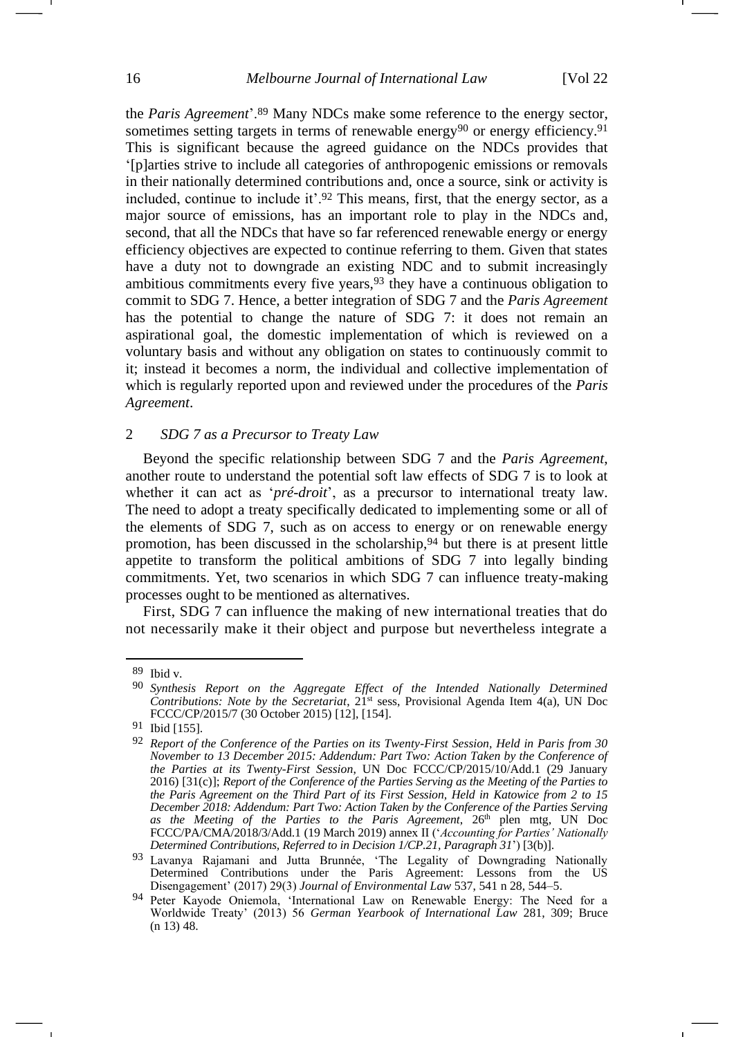the *Paris Agreement*'.[89] Many NDCs make some reference to the energy sector, sometimes setting targets in terms of renewable energy[90] or energy efficiency.[91] This is significant because the agreed guidance on the NDCs provides that '[p]arties strive to include all categories of anthropogenic emissions or removals in their nationally determined contributions and, once a source, sink or activity is included, continue to include it'.[92] This means, first, that the energy sector, as a major source of emissions, has an important role to play in the NDCs and, second, that all the NDCs that have so far referenced renewable energy or energy efficiency objectives are expected to continue referring to them. Given that states have a duty not to downgrade an existing NDC and to submit increasingly ambitious commitments every five years,[93] they have a continuous obligation to commit to SDG 7. Hence, a better integration of SDG 7 and the *Paris Agreement* has the potential to change the nature of SDG 7: it does not remain an aspirational goal, the domestic implementation of which is reviewed on a voluntary basis and without any obligation on states to continuously commit to it; instead it becomes a norm, the individual and collective implementation of which is regularly reported upon and reviewed under the procedures of the *Paris Agreement*.

### 2 *SDG 7 as a Precursor to Treaty Law*

Beyond the specific relationship between SDG 7 and the *Paris Agreement*, another route to understand the potential soft law effects of SDG 7 is to look at whether it can act as '*pré-droit*', as a precursor to international treaty law. The need to adopt a treaty specifically dedicated to implementing some or all of the elements of SDG 7, such as on access to energy or on renewable energy promotion, has been discussed in the scholarship,[94] but there is at present little appetite to transform the political ambitions of SDG 7 into legally binding commitments. Yet, two scenarios in which SDG 7 can influence treaty-making processes ought to be mentioned as alternatives.

First, SDG 7 can influence the making of new international treaties that do not necessarily make it their object and purpose but nevertheless integrate a

---

89 Ibid v.

90 *Synthesis Report on the Aggregate Effect of the Intended Nationally Determined Contributions: Note by the Secretariat*, 21st sess, Provisional Agenda Item 4(a), UN Doc FCCC/CP/2015/7 (30 October 2015) [12], [154].

91 Ibid [155].

92 *Report of the Conference of the Parties on its Twenty-First Session, Held in Paris from 30 November to 13 December 2015: Addendum: Part Two: Action Taken by the Conference of the Parties at its Twenty-First Session*, UN Doc FCCC/CP/2015/10/Add.1 (29 January 2016) [31(c)]; *Report of the Conference of the Parties Serving as the Meeting of the Parties to the Paris Agreement on the Third Part of its First Session, Held in Katowice from 2 to 15 December 2018: Addendum: Part Two: Action Taken by the Conference of the Parties Serving as the Meeting of the Parties to the Paris Agreement*, 26th plen mtg, UN Doc FCCC/PA/CMA/2018/3/Add.1 (19 March 2019) annex II ('*Accounting for Parties' Nationally Determined Contributions, Referred to in Decision 1/CP.21, Paragraph 31*') [3(b)].

93 Lavanya Rajamani and Jutta Brunnée, 'The Legality of Downgrading Nationally Determined Contributions under the Paris Agreement: Lessons from the US Disengagement' (2017) 29(3) *Journal of Environmental Law* 537, 541 n 28, 544–5.

94 Peter Kayode Oniemola, 'International Law on Renewable Energy: The Need for a Worldwide Treaty' (2013) 56 *German Yearbook of International Law* 281, 309; Bruce (n 13) 48.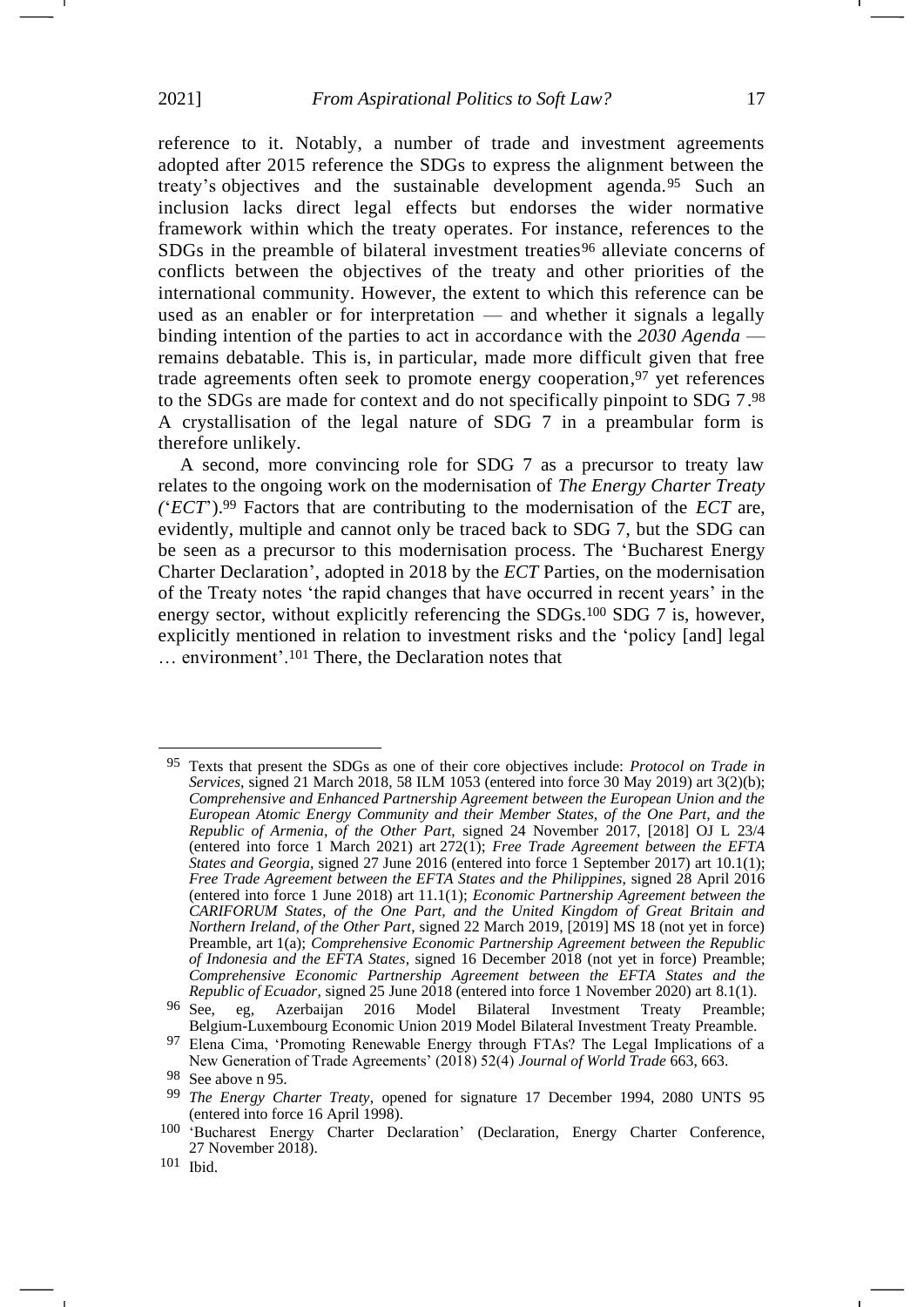reference to it. Notably, a number of trade and investment agreements adopted after 2015 reference the SDGs to express the alignment between the treaty's objectives and the sustainable development agenda.[95] Such an inclusion lacks direct legal effects but endorses the wider normative framework within which the treaty operates. For instance, references to the SDGs in the preamble of bilateral investment treaties[96] alleviate concerns of conflicts between the objectives of the treaty and other priorities of the international community. However, the extent to which this reference can be used as an enabler or for interpretation — and whether it signals a legally binding intention of the parties to act in accordance with the *2030 Agenda* — remains debatable. This is, in particular, made more difficult given that free trade agreements often seek to promote energy cooperation,[97] yet references to the SDGs are made for context and do not specifically pinpoint to SDG 7.[98] A crystallisation of the legal nature of SDG 7 in a preambular form is therefore unlikely.

A second, more convincing role for SDG 7 as a precursor to treaty law relates to the ongoing work on the modernisation of *The Energy Charter Treaty* ('*ECT*').[99] Factors that are contributing to the modernisation of the *ECT* are, evidently, multiple and cannot only be traced back to SDG 7, but the SDG can be seen as a precursor to this modernisation process. The 'Bucharest Energy Charter Declaration', adopted in 2018 by the *ECT* Parties, on the modernisation of the Treaty notes 'the rapid changes that have occurred in recent years' in the energy sector, without explicitly referencing the SDGs.[100] SDG 7 is, however, explicitly mentioned in relation to investment risks and the 'policy [and] legal … environment'.[101] There, the Declaration notes that

---

[95] Texts that present the SDGs as one of their core objectives include: *Protocol on Trade in Services*, signed 21 March 2018, 58 ILM 1053 (entered into force 30 May 2019) art 3(2)(b); *Comprehensive and Enhanced Partnership Agreement between the European Union and the European Atomic Energy Community and their Member States, of the One Part, and the Republic of Armenia, of the Other Part*, signed 24 November 2017, [2018] OJ L 23/4 (entered into force 1 March 2021) art 272(1); *Free Trade Agreement between the EFTA States and Georgia*, signed 27 June 2016 (entered into force 1 September 2017) art 10.1(1); *Free Trade Agreement between the EFTA States and the Philippines*, signed 28 April 2016 (entered into force 1 June 2018) art 11.1(1); *Economic Partnership Agreement between the CARIFORUM States, of the One Part, and the United Kingdom of Great Britain and Northern Ireland, of the Other Part*, signed 22 March 2019, [2019] MS 18 (not yet in force) Preamble, art 1(a); *Comprehensive Economic Partnership Agreement between the Republic of Indonesia and the EFTA States*, signed 16 December 2018 (not yet in force) Preamble; *Comprehensive Economic Partnership Agreement between the EFTA States and the Republic of Ecuador*, signed 25 June 2018 (entered into force 1 November 2020) art 8.1(1).

[96] See, eg, Azerbaijan 2016 Model Bilateral Investment Treaty Preamble; Belgium-Luxembourg Economic Union 2019 Model Bilateral Investment Treaty Preamble.

[97] Elena Cima, 'Promoting Renewable Energy through FTAs? The Legal Implications of a New Generation of Trade Agreements' (2018) 52(4) *Journal of World Trade* 663, 663.

[98] See above n 95.

[99] *The Energy Charter Treaty*, opened for signature 17 December 1994, 2080 UNTS 95 (entered into force 16 April 1998).

[100] 'Bucharest Energy Charter Declaration' (Declaration, Energy Charter Conference, 27 November 2018).

[101] Ibid.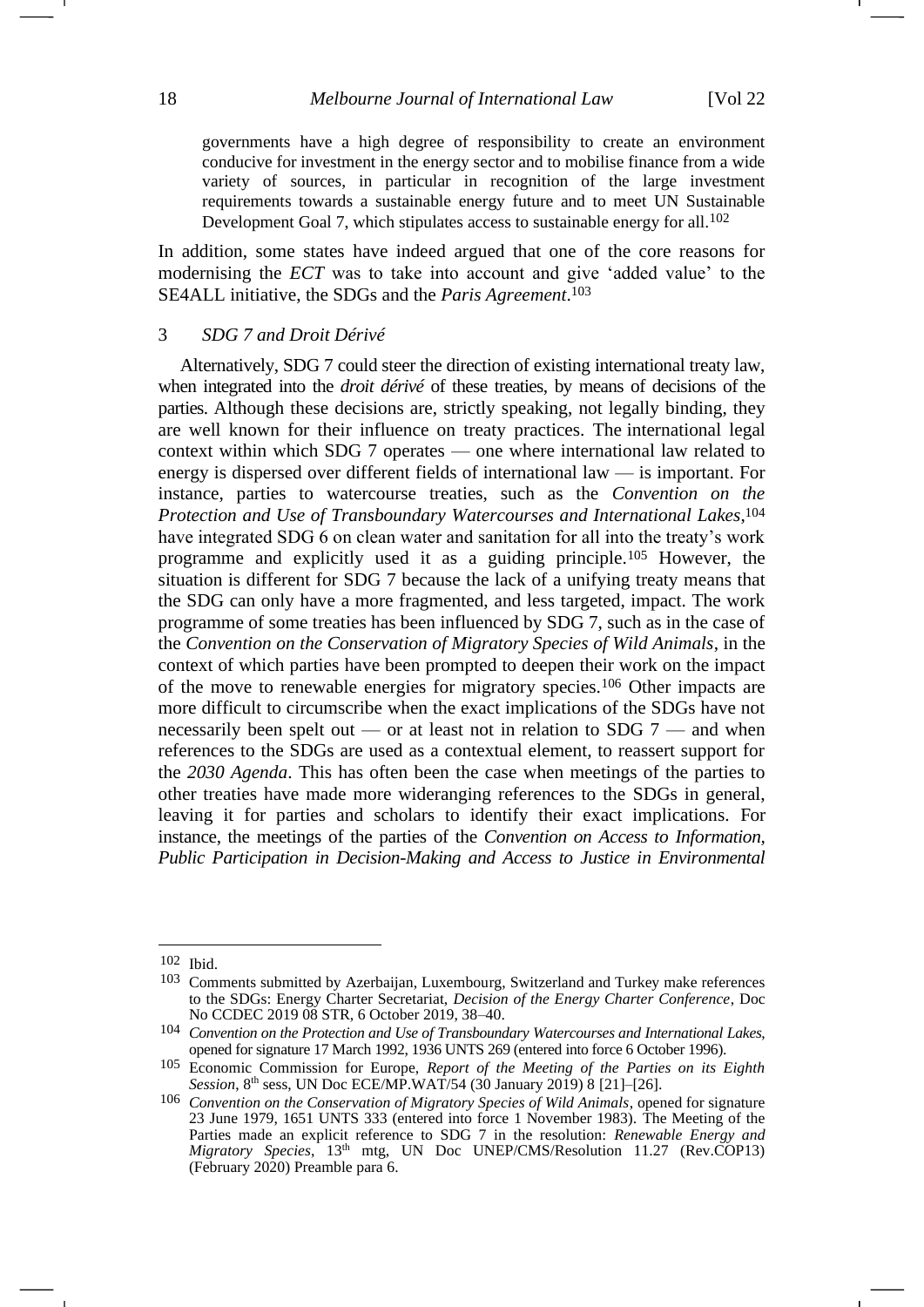governments have a high degree of responsibility to create an environment conducive for investment in the energy sector and to mobilise finance from a wide variety of sources, in particular in recognition of the large investment requirements towards a sustainable energy future and to meet UN Sustainable Development Goal 7, which stipulates access to sustainable energy for all.[102]

In addition, some states have indeed argued that one of the core reasons for modernising the *ECT* was to take into account and give 'added value' to the SE4ALL initiative, the SDGs and the *Paris Agreement*.[103]

### 3 *SDG 7 and Droit Dérivé*

Alternatively, SDG 7 could steer the direction of existing international treaty law, when integrated into the *droit dérivé* of these treaties, by means of decisions of the parties. Although these decisions are, strictly speaking, not legally binding, they are well known for their influence on treaty practices. The international legal context within which SDG 7 operates — one where international law related to energy is dispersed over different fields of international law — is important. For instance, parties to watercourse treaties, such as the *Convention on the Protection and Use of Transboundary Watercourses and International Lakes*,[104] have integrated SDG 6 on clean water and sanitation for all into the treaty's work programme and explicitly used it as a guiding principle.[105] However, the situation is different for SDG 7 because the lack of a unifying treaty means that the SDG can only have a more fragmented, and less targeted, impact. The work programme of some treaties has been influenced by SDG 7, such as in the case of the *Convention on the Conservation of Migratory Species of Wild Animals*, in the context of which parties have been prompted to deepen their work on the impact of the move to renewable energies for migratory species.[106] Other impacts are more difficult to circumscribe when the exact implications of the SDGs have not necessarily been spelt out — or at least not in relation to SDG 7 — and when references to the SDGs are used as a contextual element, to reassert support for the *2030 Agenda*. This has often been the case when meetings of the parties to other treaties have made more wideranging references to the SDGs in general, leaving it for parties and scholars to identify their exact implications. For instance, the meetings of the parties of the *Convention on Access to Information, Public Participation in Decision-Making and Access to Justice in Environmental*

---

[102] Ibid.

[103] Comments submitted by Azerbaijan, Luxembourg, Switzerland and Turkey make references to the SDGs: Energy Charter Secretariat, *Decision of the Energy Charter Conference*, Doc No CCDEC 2019 08 STR, 6 October 2019, 38–40.

[104] *Convention on the Protection and Use of Transboundary Watercourses and International Lakes*, opened for signature 17 March 1992, 1936 UNTS 269 (entered into force 6 October 1996).

[105] Economic Commission for Europe, *Report of the Meeting of the Parties on its Eighth Session*, 8th sess, UN Doc ECE/MP.WAT/54 (30 January 2019) 8 [21]–[26].

[106] *Convention on the Conservation of Migratory Species of Wild Animals*, opened for signature 23 June 1979, 1651 UNTS 333 (entered into force 1 November 1983). The Meeting of the Parties made an explicit reference to SDG 7 in the resolution: *Renewable Energy and Migratory Species*, 13th mtg, UN Doc UNEP/CMS/Resolution 11.27 (Rev.COP13) (February 2020) Preamble para 6.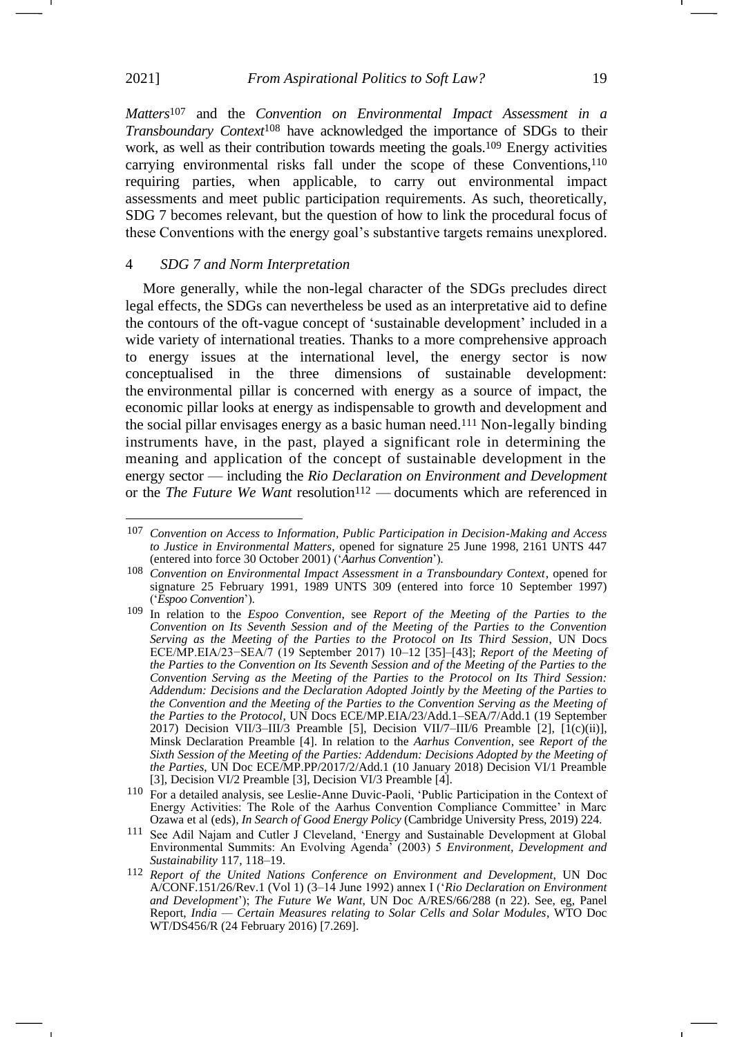*Matters*[107] and the *Convention on Environmental Impact Assessment in a Transboundary Context*[108] have acknowledged the importance of SDGs to their work, as well as their contribution towards meeting the goals.[109] Energy activities carrying environmental risks fall under the scope of these Conventions,[110] requiring parties, when applicable, to carry out environmental impact assessments and meet public participation requirements. As such, theoretically, SDG 7 becomes relevant, but the question of how to link the procedural focus of these Conventions with the energy goal's substantive targets remains unexplored.

### 4 *SDG 7 and Norm Interpretation*

More generally, while the non-legal character of the SDGs precludes direct legal effects, the SDGs can nevertheless be used as an interpretative aid to define the contours of the oft-vague concept of 'sustainable development' included in a wide variety of international treaties. Thanks to a more comprehensive approach to energy issues at the international level, the energy sector is now conceptualised in the three dimensions of sustainable development: the environmental pillar is concerned with energy as a source of impact, the economic pillar looks at energy as indispensable to growth and development and the social pillar envisages energy as a basic human need.[111] Non-legally binding instruments have, in the past, played a significant role in determining the meaning and application of the concept of sustainable development in the energy sector — including the *Rio Declaration on Environment and Development* or the *The Future We Want* resolution[112] — documents which are referenced in

---

[107] *Convention on Access to Information, Public Participation in Decision-Making and Access to Justice in Environmental Matters*, opened for signature 25 June 1998, 2161 UNTS 447 (entered into force 30 October 2001) ('*Aarhus Convention*').

[108] *Convention on Environmental Impact Assessment in a Transboundary Context*, opened for signature 25 February 1991, 1989 UNTS 309 (entered into force 10 September 1997) ('*Espoo Convention*').

[109] In relation to the *Espoo Convention*, see *Report of the Meeting of the Parties to the Convention on Its Seventh Session and of the Meeting of the Parties to the Convention Serving as the Meeting of the Parties to the Protocol on Its Third Session*, UN Docs ECE/MP.EIA/23−SEA/7 (19 September 2017) 10–12 [35]–[43]; *Report of the Meeting of the Parties to the Convention on Its Seventh Session and of the Meeting of the Parties to the Convention Serving as the Meeting of the Parties to the Protocol on Its Third Session: Addendum: Decisions and the Declaration Adopted Jointly by the Meeting of the Parties to the Convention and the Meeting of the Parties to the Convention Serving as the Meeting of the Parties to the Protocol*, UN Docs ECE/MP.EIA/23/Add.1–SEA/7/Add.1 (19 September 2017) Decision VII/3–III/3 Preamble [5], Decision VII/7–III/6 Preamble [2], [1(c)(ii)], Minsk Declaration Preamble [4]. In relation to the *Aarhus Convention*, see *Report of the Sixth Session of the Meeting of the Parties: Addendum: Decisions Adopted by the Meeting of the Parties*, UN Doc ECE/MP.PP/2017/2/Add.1 (10 January 2018) Decision VI/1 Preamble [3], Decision VI/2 Preamble [3], Decision VI/3 Preamble [4].

[110] For a detailed analysis, see Leslie-Anne Duvic-Paoli, 'Public Participation in the Context of Energy Activities: The Role of the Aarhus Convention Compliance Committee' in Marc Ozawa et al (eds), *In Search of Good Energy Policy* (Cambridge University Press, 2019) 224.

[111] See Adil Najam and Cutler J Cleveland, 'Energy and Sustainable Development at Global Environmental Summits: An Evolving Agenda' (2003) 5 *Environment, Development and Sustainability* 117, 118–19.

[112] *Report of the United Nations Conference on Environment and Development*, UN Doc A/CONF.151/26/Rev.1 (Vol 1) (3–14 June 1992) annex I ('*Rio Declaration on Environment and Development*'); *The Future We Want*, UN Doc A/RES/66/288 (n 22). See, eg, Panel Report, *India — Certain Measures relating to Solar Cells and Solar Modules*, WTO Doc WT/DS456/R (24 February 2016) [7.269].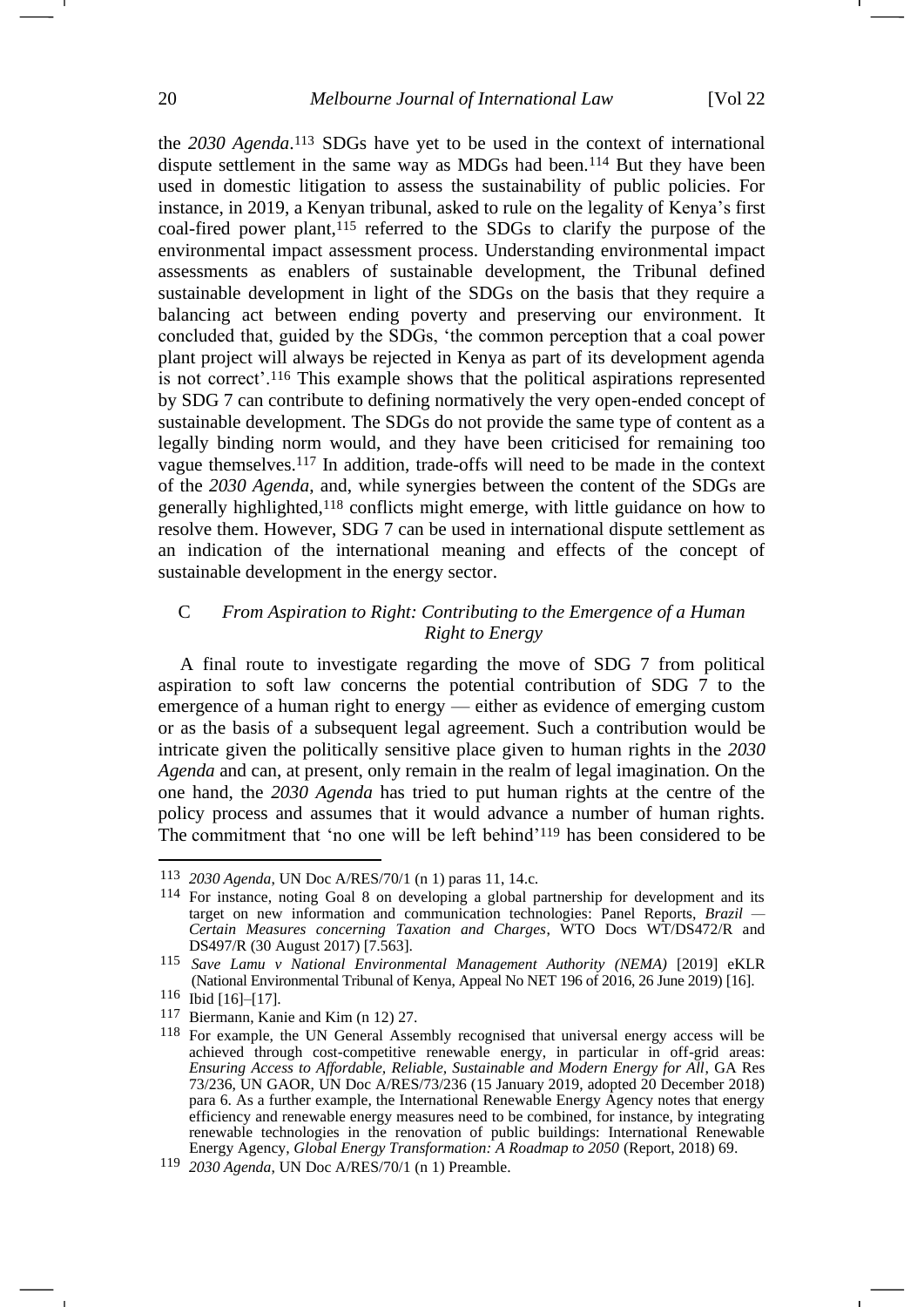the *2030 Agenda*.[113] SDGs have yet to be used in the context of international dispute settlement in the same way as MDGs had been.[114] But they have been used in domestic litigation to assess the sustainability of public policies. For instance, in 2019, a Kenyan tribunal, asked to rule on the legality of Kenya's first coal-fired power plant,[115] referred to the SDGs to clarify the purpose of the environmental impact assessment process. Understanding environmental impact assessments as enablers of sustainable development, the Tribunal defined sustainable development in light of the SDGs on the basis that they require a balancing act between ending poverty and preserving our environment. It concluded that, guided by the SDGs, 'the common perception that a coal power plant project will always be rejected in Kenya as part of its development agenda is not correct'.[116] This example shows that the political aspirations represented by SDG 7 can contribute to defining normatively the very open-ended concept of sustainable development. The SDGs do not provide the same type of content as a legally binding norm would, and they have been criticised for remaining too vague themselves.[117] In addition, trade-offs will need to be made in the context of the *2030 Agenda*, and, while synergies between the content of the SDGs are generally highlighted,[118] conflicts might emerge, with little guidance on how to resolve them. However, SDG 7 can be used in international dispute settlement as an indication of the international meaning and effects of the concept of sustainable development in the energy sector.

### C *From Aspiration to Right: Contributing to the Emergence of a Human Right to Energy*

A final route to investigate regarding the move of SDG 7 from political aspiration to soft law concerns the potential contribution of SDG 7 to the emergence of a human right to energy — either as evidence of emerging custom or as the basis of a subsequent legal agreement. Such a contribution would be intricate given the politically sensitive place given to human rights in the *2030 Agenda* and can, at present, only remain in the realm of legal imagination. On the one hand, the *2030 Agenda* has tried to put human rights at the centre of the policy process and assumes that it would advance a number of human rights. The commitment that 'no one will be left behind'[119] has been considered to be

---

113 *2030 Agenda*, UN Doc A/RES/70/1 (n 1) paras 11, 14.c.

114 For instance, noting Goal 8 on developing a global partnership for development and its target on new information and communication technologies: Panel Reports, *Brazil — Certain Measures concerning Taxation and Charges*, WTO Docs WT/DS472/R and DS497/R (30 August 2017) [7.563].

115 *Save Lamu v National Environmental Management Authority (NEMA)* [2019] eKLR (National Environmental Tribunal of Kenya, Appeal No NET 196 of 2016, 26 June 2019) [16].

116 Ibid [16]–[17].

117 Biermann, Kanie and Kim (n 12) 27.

118 For example, the UN General Assembly recognised that universal energy access will be achieved through cost-competitive renewable energy, in particular in off-grid areas: *Ensuring Access to Affordable, Reliable, Sustainable and Modern Energy for All*, GA Res 73/236, UN GAOR, UN Doc A/RES/73/236 (15 January 2019, adopted 20 December 2018) para 6. As a further example, the International Renewable Energy Agency notes that energy efficiency and renewable energy measures need to be combined, for instance, by integrating renewable technologies in the renovation of public buildings: International Renewable Energy Agency, *Global Energy Transformation: A Roadmap to 2050* (Report, 2018) 69.

119 *2030 Agenda*, UN Doc A/RES/70/1 (n 1) Preamble.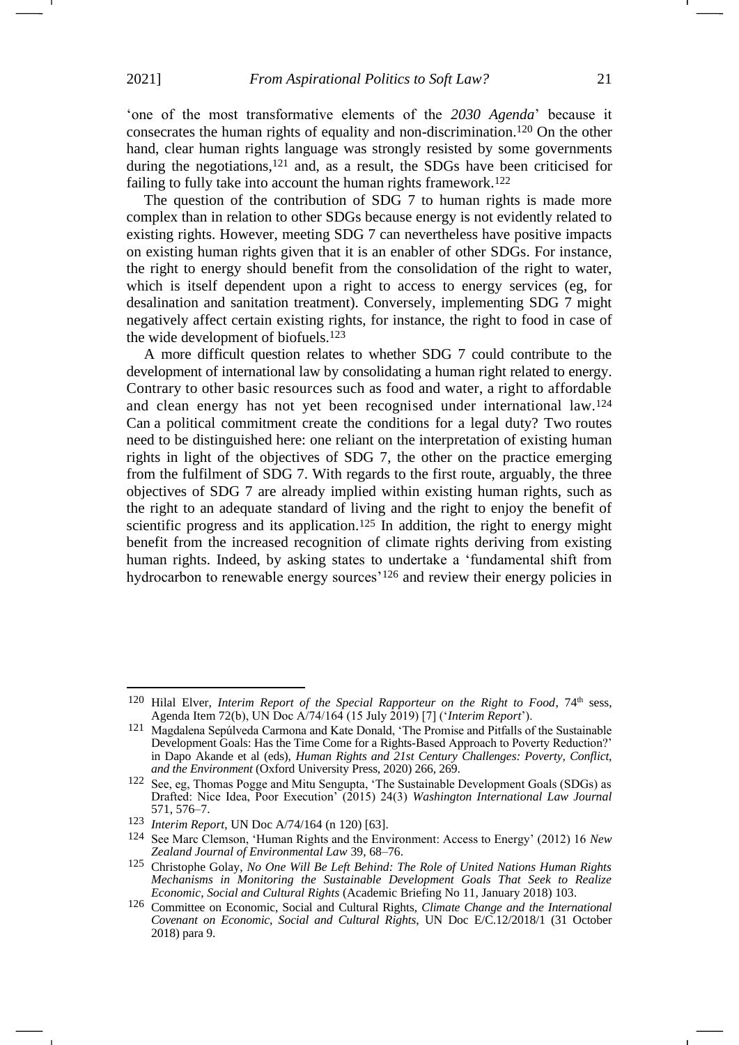'one of the most transformative elements of the *2030 Agenda*' because it consecrates the human rights of equality and non-discrimination.[120] On the other hand, clear human rights language was strongly resisted by some governments during the negotiations,[121] and, as a result, the SDGs have been criticised for failing to fully take into account the human rights framework.[122]

The question of the contribution of SDG 7 to human rights is made more complex than in relation to other SDGs because energy is not evidently related to existing rights. However, meeting SDG 7 can nevertheless have positive impacts on existing human rights given that it is an enabler of other SDGs. For instance, the right to energy should benefit from the consolidation of the right to water, which is itself dependent upon a right to access to energy services (eg, for desalination and sanitation treatment). Conversely, implementing SDG 7 might negatively affect certain existing rights, for instance, the right to food in case of the wide development of biofuels.[123]

A more difficult question relates to whether SDG 7 could contribute to the development of international law by consolidating a human right related to energy. Contrary to other basic resources such as food and water, a right to affordable and clean energy has not yet been recognised under international law.[124] Can a political commitment create the conditions for a legal duty? Two routes need to be distinguished here: one reliant on the interpretation of existing human rights in light of the objectives of SDG 7, the other on the practice emerging from the fulfilment of SDG 7. With regards to the first route, arguably, the three objectives of SDG 7 are already implied within existing human rights, such as the right to an adequate standard of living and the right to enjoy the benefit of scientific progress and its application.[125] In addition, the right to energy might benefit from the increased recognition of climate rights deriving from existing human rights. Indeed, by asking states to undertake a 'fundamental shift from hydrocarbon to renewable energy sources'[126] and review their energy policies in

---

[120] Hilal Elver, *Interim Report of the Special Rapporteur on the Right to Food*, 74th sess, Agenda Item 72(b), UN Doc A/74/164 (15 July 2019) [7] ('*Interim Report*').

[121] Magdalena Sepúlveda Carmona and Kate Donald, 'The Promise and Pitfalls of the Sustainable Development Goals: Has the Time Come for a Rights-Based Approach to Poverty Reduction?' in Dapo Akande et al (eds), *Human Rights and 21st Century Challenges: Poverty, Conflict, and the Environment* (Oxford University Press, 2020) 266, 269.

[122] See, eg, Thomas Pogge and Mitu Sengupta, 'The Sustainable Development Goals (SDGs) as Drafted: Nice Idea, Poor Execution' (2015) 24(3) *Washington International Law Journal* 571, 576–7.

[123] *Interim Report*, UN Doc A/74/164 (n 120) [63].

[124] See Marc Clemson, 'Human Rights and the Environment: Access to Energy' (2012) 16 *New Zealand Journal of Environmental Law* 39, 68–76.

[125] Christophe Golay, *No One Will Be Left Behind: The Role of United Nations Human Rights Mechanisms in Monitoring the Sustainable Development Goals That Seek to Realize Economic, Social and Cultural Rights* (Academic Briefing No 11, January 2018) 103.

[126] Committee on Economic, Social and Cultural Rights, *Climate Change and the International Covenant on Economic, Social and Cultural Rights*, UN Doc E/C.12/2018/1 (31 October 2018) para 9.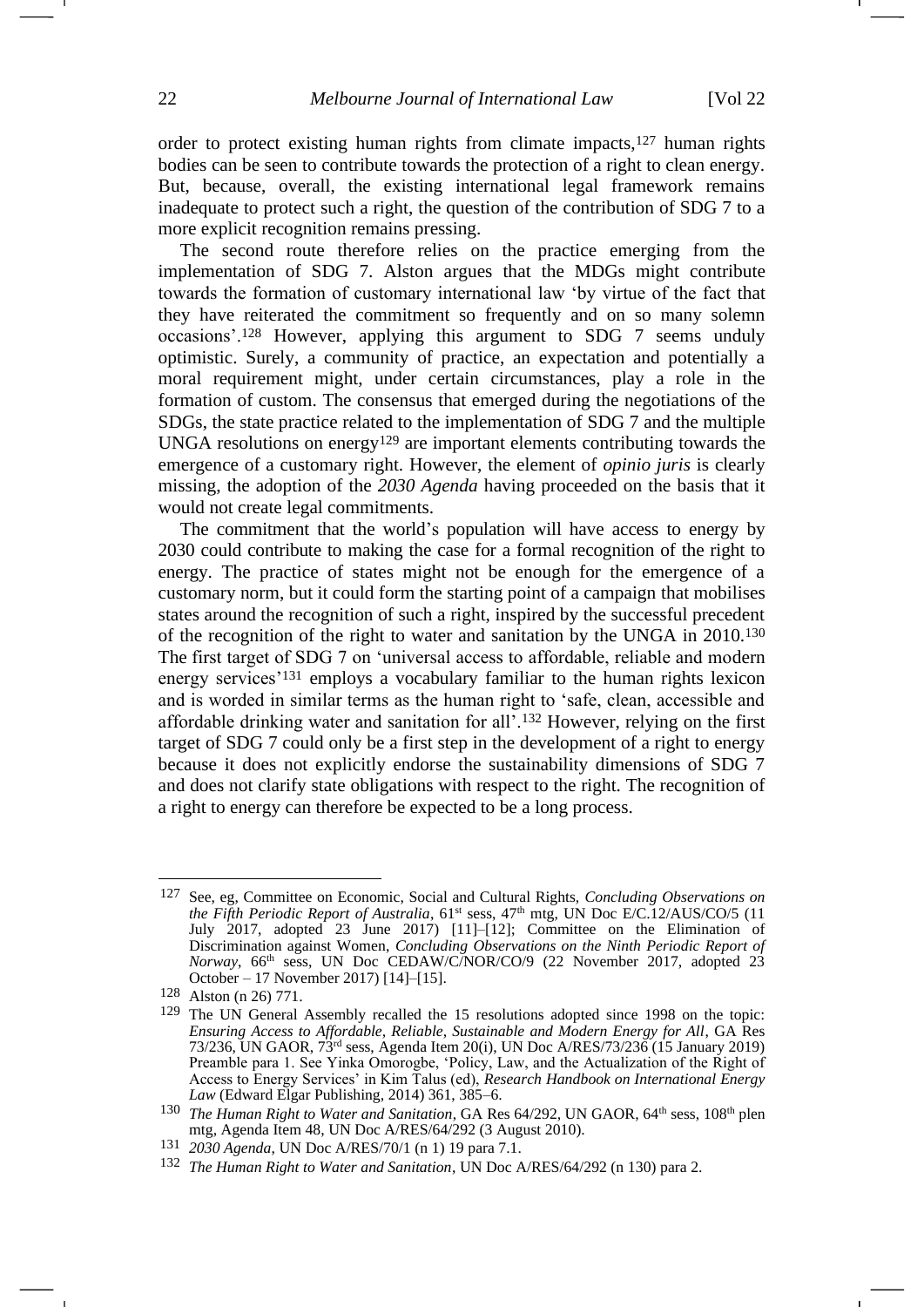order to protect existing human rights from climate impacts,[127] human rights bodies can be seen to contribute towards the protection of a right to clean energy. But, because, overall, the existing international legal framework remains inadequate to protect such a right, the question of the contribution of SDG 7 to a more explicit recognition remains pressing.

The second route therefore relies on the practice emerging from the implementation of SDG 7. Alston argues that the MDGs might contribute towards the formation of customary international law 'by virtue of the fact that they have reiterated the commitment so frequently and on so many solemn occasions'.[128] However, applying this argument to SDG 7 seems unduly optimistic. Surely, a community of practice, an expectation and potentially a moral requirement might, under certain circumstances, play a role in the formation of custom. The consensus that emerged during the negotiations of the SDGs, the state practice related to the implementation of SDG 7 and the multiple UNGA resolutions on energy[129] are important elements contributing towards the emergence of a customary right. However, the element of *opinio juris* is clearly missing, the adoption of the *2030 Agenda* having proceeded on the basis that it would not create legal commitments.

The commitment that the world's population will have access to energy by 2030 could contribute to making the case for a formal recognition of the right to energy. The practice of states might not be enough for the emergence of a customary norm, but it could form the starting point of a campaign that mobilises states around the recognition of such a right, inspired by the successful precedent of the recognition of the right to water and sanitation by the UNGA in 2010.[130] The first target of SDG 7 on 'universal access to affordable, reliable and modern energy services'[131] employs a vocabulary familiar to the human rights lexicon and is worded in similar terms as the human right to 'safe, clean, accessible and affordable drinking water and sanitation for all'.[132] However, relying on the first target of SDG 7 could only be a first step in the development of a right to energy because it does not explicitly endorse the sustainability dimensions of SDG 7 and does not clarify state obligations with respect to the right. The recognition of a right to energy can therefore be expected to be a long process.

---

[127] See, eg, Committee on Economic, Social and Cultural Rights, *Concluding Observations on the Fifth Periodic Report of Australia*, 61st sess, 47th mtg, UN Doc E/C.12/AUS/CO/5 (11 July 2017, adopted 23 June 2017) [11]–[12]; Committee on the Elimination of Discrimination against Women, *Concluding Observations on the Ninth Periodic Report of Norway*, 66th sess, UN Doc CEDAW/C/NOR/CO/9 (22 November 2017, adopted 23 October – 17 November 2017) [14]–[15].

[128] Alston (n 26) 771.

[129] The UN General Assembly recalled the 15 resolutions adopted since 1998 on the topic: *Ensuring Access to Affordable, Reliable, Sustainable and Modern Energy for All*, GA Res 73/236, UN GAOR, 73rd sess, Agenda Item 20(i), UN Doc A/RES/73/236 (15 January 2019) Preamble para 1. See Yinka Omorogbe, 'Policy, Law, and the Actualization of the Right of Access to Energy Services' in Kim Talus (ed), *Research Handbook on International Energy Law* (Edward Elgar Publishing, 2014) 361, 385–6.

[130] *The Human Right to Water and Sanitation*, GA Res 64/292, UN GAOR, 64th sess, 108th plen mtg, Agenda Item 48, UN Doc A/RES/64/292 (3 August 2010).

[131] *2030 Agenda*, UN Doc A/RES/70/1 (n 1) 19 para 7.1.

[132] *The Human Right to Water and Sanitation*, UN Doc A/RES/64/292 (n 130) para 2.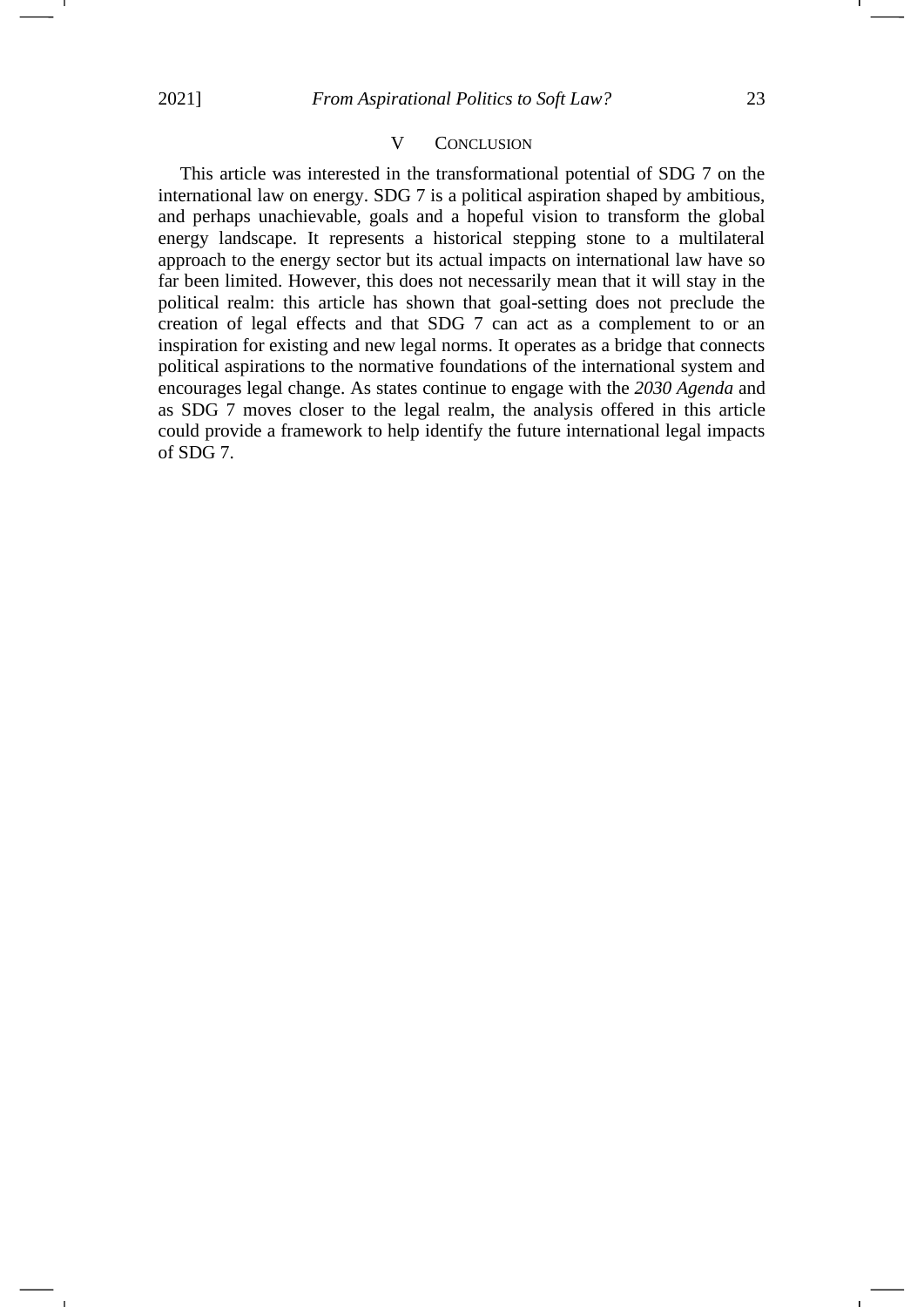## V Conclusion

This article was interested in the transformational potential of SDG 7 on the international law on energy. SDG 7 is a political aspiration shaped by ambitious, and perhaps unachievable, goals and a hopeful vision to transform the global energy landscape. It represents a historical stepping stone to a multilateral approach to the energy sector but its actual impacts on international law have so far been limited. However, this does not necessarily mean that it will stay in the political realm: this article has shown that goal-setting does not preclude the creation of legal effects and that SDG 7 can act as a complement to or an inspiration for existing and new legal norms. It operates as a bridge that connects political aspirations to the normative foundations of the international system and encourages legal change. As states continue to engage with the *2030 Agenda* and as SDG 7 moves closer to the legal realm, the analysis offered in this article could provide a framework to help identify the future international legal impacts of SDG 7.